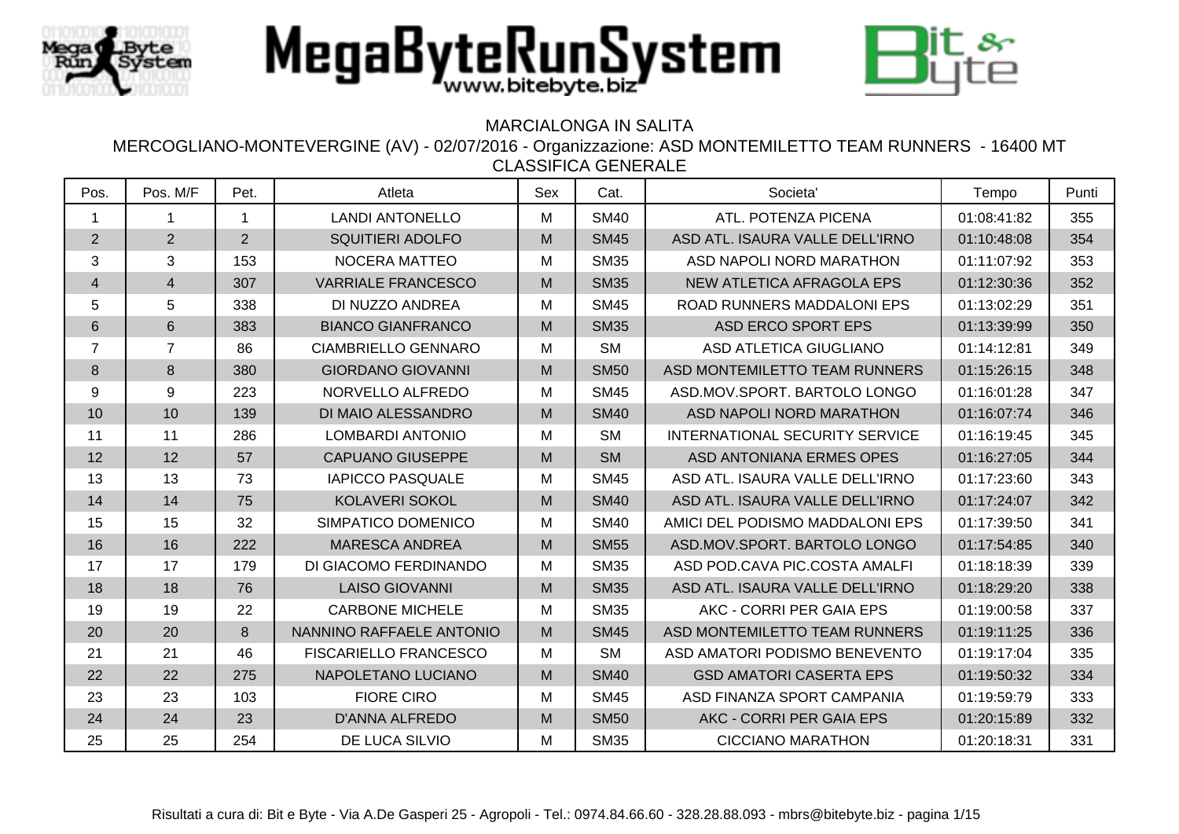# MegaByteRunSystem

www.bitebyte.biz

MARCIALONGA IN SALITA

MERCOGLIANO-MONTEVERGINE (AV) - 02/07/2016 - Organizzazione: ASD MONTEMILETTO TEAM RUNNERS - 16400 MT

CLASSIFICA GENERALE

| Pos. | Pos. M/F | Pet. | Atleta | Sex | Cat. | Societa' | Tempo | Punti |
|---|---|---|---|---|---|---|---|---|
| 1 | 1 | 1 | LANDI ANTONELLO | M | SM40 | ATL. POTENZA PICENA | 01:08:41:82 | 355 |
| 2 | 2 | 2 | SQUITIERI ADOLFO | M | SM45 | ASD ATL. ISAURA VALLE DELL'IRNO | 01:10:48:08 | 354 |
| 3 | 3 | 153 | NOCERA MATTEO | M | SM35 | ASD NAPOLI NORD MARATHON | 01:11:07:92 | 353 |
| 4 | 4 | 307 | VARRIALE FRANCESCO | M | SM35 | NEW ATLETICA AFRAGOLA EPS | 01:12:30:36 | 352 |
| 5 | 5 | 338 | DI NUZZO ANDREA | M | SM45 | ROAD RUNNERS MADDALONI EPS | 01:13:02:29 | 351 |
| 6 | 6 | 383 | BIANCO GIANFRANCO | M | SM35 | ASD ERCO SPORT EPS | 01:13:39:99 | 350 |
| 7 | 7 | 86 | CIAMBRIELLO GENNARO | M | SM | ASD ATLETICA GIUGLIANO | 01:14:12:81 | 349 |
| 8 | 8 | 380 | GIORDANO GIOVANNI | M | SM50 | ASD MONTEMILETTO TEAM RUNNERS | 01:15:26:15 | 348 |
| 9 | 9 | 223 | NORVELLO ALFREDO | M | SM45 | ASD.MOV.SPORT. BARTOLO LONGO | 01:16:01:28 | 347 |
| 10 | 10 | 139 | DI MAIO ALESSANDRO | M | SM40 | ASD NAPOLI NORD MARATHON | 01:16:07:74 | 346 |
| 11 | 11 | 286 | LOMBARDI ANTONIO | M | SM | INTERNATIONAL SECURITY SERVICE | 01:16:19:45 | 345 |
| 12 | 12 | 57 | CAPUANO GIUSEPPE | M | SM | ASD ANTONIANA ERMES OPES | 01:16:27:05 | 344 |
| 13 | 13 | 73 | IAPICCO PASQUALE | M | SM45 | ASD ATL. ISAURA VALLE DELL'IRNO | 01:17:23:60 | 343 |
| 14 | 14 | 75 | KOLAVERI SOKOL | M | SM40 | ASD ATL. ISAURA VALLE DELL'IRNO | 01:17:24:07 | 342 |
| 15 | 15 | 32 | SIMPATICO DOMENICO | M | SM40 | AMICI DEL PODISMO MADDALONI EPS | 01:17:39:50 | 341 |
| 16 | 16 | 222 | MARESCA ANDREA | M | SM55 | ASD.MOV.SPORT. BARTOLO LONGO | 01:17:54:85 | 340 |
| 17 | 17 | 179 | DI GIACOMO FERDINANDO | M | SM35 | ASD POD.CAVA PIC.COSTA AMALFI | 01:18:18:39 | 339 |
| 18 | 18 | 76 | LAISO GIOVANNI | M | SM35 | ASD ATL. ISAURA VALLE DELL'IRNO | 01:18:29:20 | 338 |
| 19 | 19 | 22 | CARBONE MICHELE | M | SM35 | AKC - CORRI PER GAIA EPS | 01:19:00:58 | 337 |
| 20 | 20 | 8 | NANNINO RAFFAELE ANTONIO | M | SM45 | ASD MONTEMILETTO TEAM RUNNERS | 01:19:11:25 | 336 |
| 21 | 21 | 46 | FISCARIELLO FRANCESCO | M | SM | ASD AMATORI PODISMO BENEVENTO | 01:19:17:04 | 335 |
| 22 | 22 | 275 | NAPOLETANO LUCIANO | M | SM40 | GSD AMATORI CASERTA EPS | 01:19:50:32 | 334 |
| 23 | 23 | 103 | FIORE CIRO | M | SM45 | ASD FINANZA SPORT CAMPANIA | 01:19:59:79 | 333 |
| 24 | 24 | 23 | D'ANNA ALFREDO | M | SM50 | AKC - CORRI PER GAIA EPS | 01:20:15:89 | 332 |
| 25 | 25 | 254 | DE LUCA SILVIO | M | SM35 | CICCIANO MARATHON | 01:20:18:31 | 331 |

Risultati a cura di: Bit e Byte - Via A.De Gasperi 25 - Agropoli - Tel.: 0974.84.66.60 - 328.28.88.093 - mbrs@bitebyte.biz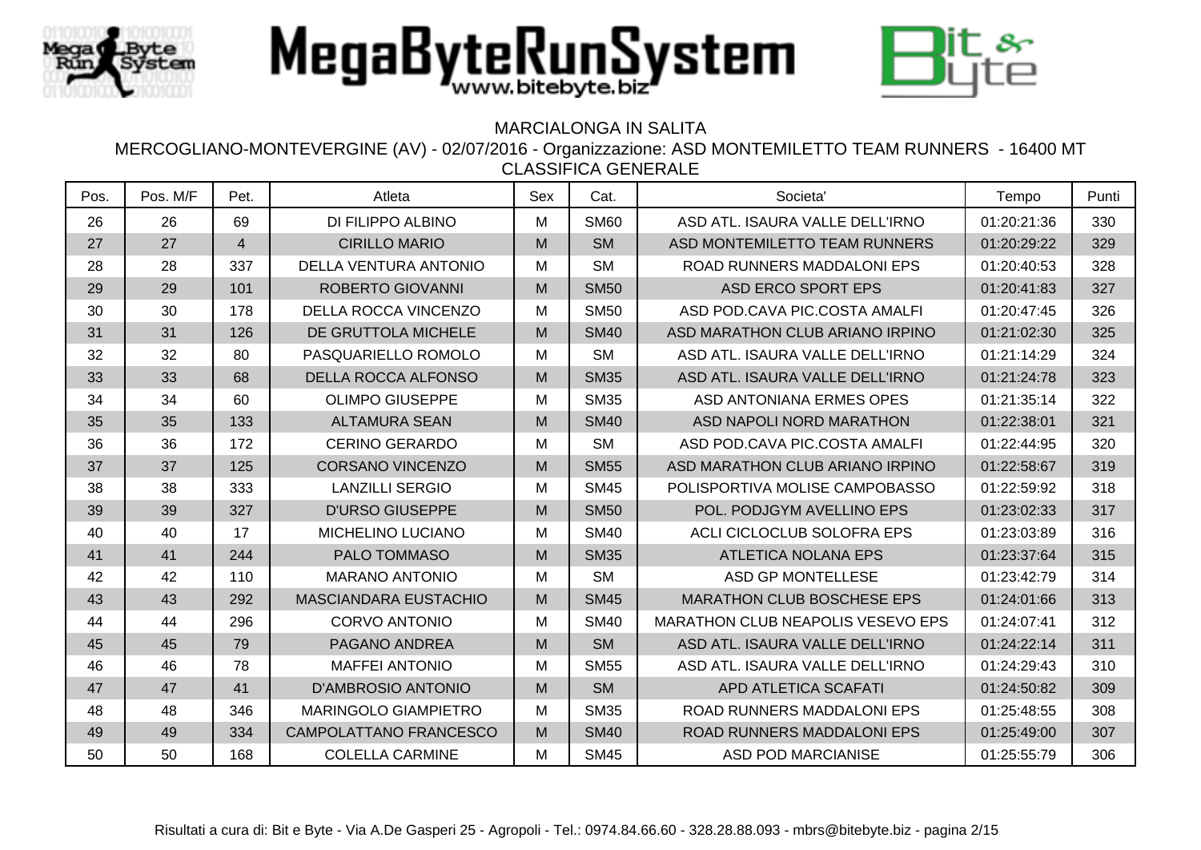MegaByteRunSystem
www.bitebyte.biz

MARCIALONGA IN SALITA

MERCOGLIANO-MONTEVERGINE (AV) - 02/07/2016 - Organizzazione: ASD MONTEMILETTO TEAM RUNNERS - 16400 MT

CLASSIFICA GENERALE

| Pos. | Pos. M/F | Pet. | Atleta | Sex | Cat. | Societa' | Tempo | Punti |
|---|---|---|---|---|---|---|---|---|
| 26 | 26 | 69 | DI FILIPPO ALBINO | M | SM60 | ASD ATL. ISAURA VALLE DELL'IRNO | 01:20:21:36 | 330 |
| 27 | 27 | 4 | CIRILLO MARIO | M | SM | ASD MONTEMILETTO TEAM RUNNERS | 01:20:29:22 | 329 |
| 28 | 28 | 337 | DELLA VENTURA ANTONIO | M | SM | ROAD RUNNERS MADDALONI EPS | 01:20:40:53 | 328 |
| 29 | 29 | 101 | ROBERTO GIOVANNI | M | SM50 | ASD ERCO SPORT EPS | 01:20:41:83 | 327 |
| 30 | 30 | 178 | DELLA ROCCA VINCENZO | M | SM50 | ASD POD.CAVA PIC.COSTA AMALFI | 01:20:47:45 | 326 |
| 31 | 31 | 126 | DE GRUTTOLA MICHELE | M | SM40 | ASD MARATHON CLUB ARIANO IRPINO | 01:21:02:30 | 325 |
| 32 | 32 | 80 | PASQUARIELLO ROMOLO | M | SM | ASD ATL. ISAURA VALLE DELL'IRNO | 01:21:14:29 | 324 |
| 33 | 33 | 68 | DELLA ROCCA ALFONSO | M | SM35 | ASD ATL. ISAURA VALLE DELL'IRNO | 01:21:24:78 | 323 |
| 34 | 34 | 60 | OLIMPO GIUSEPPE | M | SM35 | ASD ANTONIANA ERMES OPES | 01:21:35:14 | 322 |
| 35 | 35 | 133 | ALTAMURA SEAN | M | SM40 | ASD NAPOLI NORD MARATHON | 01:22:38:01 | 321 |
| 36 | 36 | 172 | CERINO GERARDO | M | SM | ASD POD.CAVA PIC.COSTA AMALFI | 01:22:44:95 | 320 |
| 37 | 37 | 125 | CORSANO VINCENZO | M | SM55 | ASD MARATHON CLUB ARIANO IRPINO | 01:22:58:67 | 319 |
| 38 | 38 | 333 | LANZILLI SERGIO | M | SM45 | POLISPORTIVA MOLISE CAMPOBASSO | 01:22:59:92 | 318 |
| 39 | 39 | 327 | D'URSO GIUSEPPE | M | SM50 | POL. PODJGYM AVELLINO EPS | 01:23:02:33 | 317 |
| 40 | 40 | 17 | MICHELINO LUCIANO | M | SM40 | ACLI CICLOCLUB SOLOFRA EPS | 01:23:03:89 | 316 |
| 41 | 41 | 244 | PALO TOMMASO | M | SM35 | ATLETICA NOLANA EPS | 01:23:37:64 | 315 |
| 42 | 42 | 110 | MARANO ANTONIO | M | SM | ASD GP MONTELLESE | 01:23:42:79 | 314 |
| 43 | 43 | 292 | MASCIANDARA EUSTACHIO | M | SM45 | MARATHON CLUB BOSCHESE EPS | 01:24:01:66 | 313 |
| 44 | 44 | 296 | CORVO ANTONIO | M | SM40 | MARATHON CLUB NEAPOLIS VESEVO EPS | 01:24:07:41 | 312 |
| 45 | 45 | 79 | PAGANO ANDREA | M | SM | ASD ATL. ISAURA VALLE DELL'IRNO | 01:24:22:14 | 311 |
| 46 | 46 | 78 | MAFFEI ANTONIO | M | SM55 | ASD ATL. ISAURA VALLE DELL'IRNO | 01:24:29:43 | 310 |
| 47 | 47 | 41 | D'AMBROSIO ANTONIO | M | SM | APD ATLETICA SCAFATI | 01:24:50:82 | 309 |
| 48 | 48 | 346 | MARINGOLO GIAMPIETRO | M | SM35 | ROAD RUNNERS MADDALONI EPS | 01:25:48:55 | 308 |
| 49 | 49 | 334 | CAMPOLATTANO FRANCESCO | M | SM40 | ROAD RUNNERS MADDALONI EPS | 01:25:49:00 | 307 |
| 50 | 50 | 168 | COLELLA CARMINE | M | SM45 | ASD POD MARCIANISE | 01:25:55:79 | 306 |

Risultati a cura di: Bit e Byte - Via A.De Gasperi 25 - Agropoli - Tel.: 0974.84.66.60 - 328.28.88.093 - mbrs@bitebyte.biz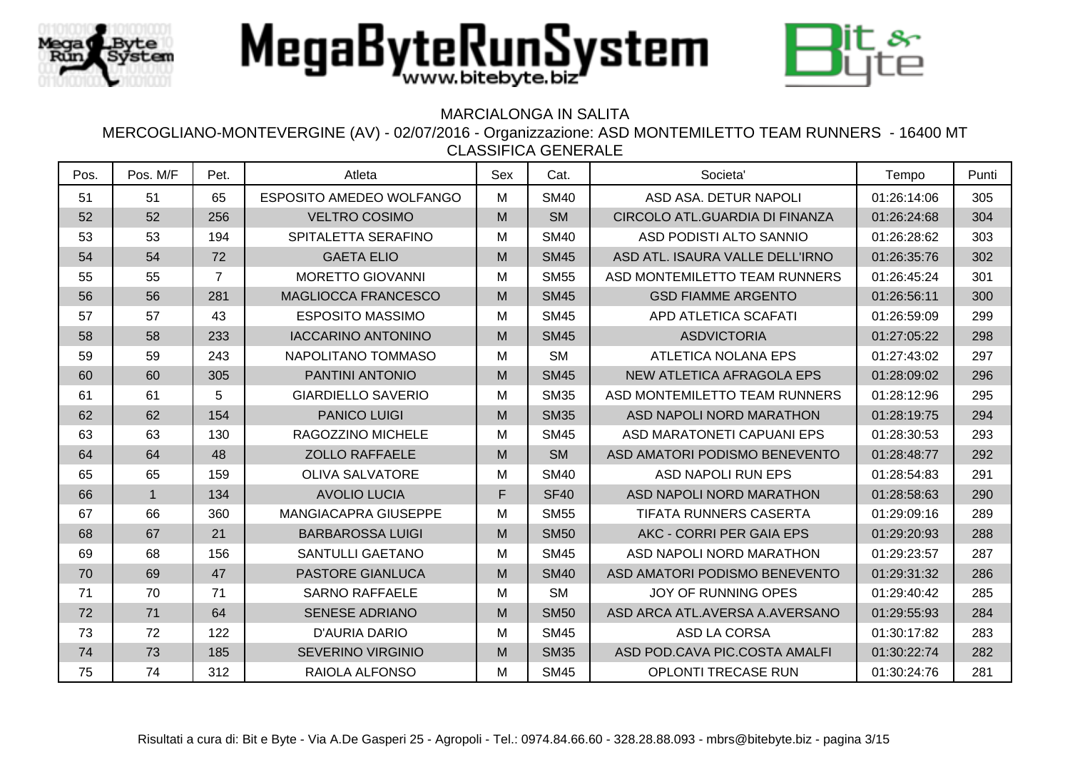# MegaByteRunSystem

www.bitebyte.biz

MARCIALONGA IN SALITA

MERCOGLIANO-MONTEVERGINE (AV) - 02/07/2016 - Organizzazione: ASD MONTEMILETTO TEAM RUNNERS - 16400 MT

CLASSIFICA GENERALE

| Pos. | Pos. M/F | Pet. | Atleta | Sex | Cat. | Societa' | Tempo | Punti |
|---|---|---|---|---|---|---|---|---|
| 51 | 51 | 65 | ESPOSITO AMEDEO WOLFANGO | M | SM40 | ASD ASA. DETUR NAPOLI | 01:26:14:06 | 305 |
| 52 | 52 | 256 | VELTRO COSIMO | M | SM | CIRCOLO ATL.GUARDIA DI FINANZA | 01:26:24:68 | 304 |
| 53 | 53 | 194 | SPITALETTA SERAFINO | M | SM40 | ASD PODISTI ALTO SANNIO | 01:26:28:62 | 303 |
| 54 | 54 | 72 | GAETA ELIO | M | SM45 | ASD ATL. ISAURA VALLE DELL'IRNO | 01:26:35:76 | 302 |
| 55 | 55 | 7 | MORETTO GIOVANNI | M | SM55 | ASD MONTEMILETTO TEAM RUNNERS | 01:26:45:24 | 301 |
| 56 | 56 | 281 | MAGLIOCCA FRANCESCO | M | SM45 | GSD FIAMME ARGENTO | 01:26:56:11 | 300 |
| 57 | 57 | 43 | ESPOSITO MASSIMO | M | SM45 | APD ATLETICA SCAFATI | 01:26:59:09 | 299 |
| 58 | 58 | 233 | IACCARINO ANTONINO | M | SM45 | ASDVICTORIA | 01:27:05:22 | 298 |
| 59 | 59 | 243 | NAPOLITANO TOMMASO | M | SM | ATLETICA NOLANA EPS | 01:27:43:02 | 297 |
| 60 | 60 | 305 | PANTINI ANTONIO | M | SM45 | NEW ATLETICA AFRAGOLA EPS | 01:28:09:02 | 296 |
| 61 | 61 | 5 | GIARDIELLO SAVERIO | M | SM35 | ASD MONTEMILETTO TEAM RUNNERS | 01:28:12:96 | 295 |
| 62 | 62 | 154 | PANICO LUIGI | M | SM35 | ASD NAPOLI NORD MARATHON | 01:28:19:75 | 294 |
| 63 | 63 | 130 | RAGOZZINO MICHELE | M | SM45 | ASD MARATONETI CAPUANI EPS | 01:28:30:53 | 293 |
| 64 | 64 | 48 | ZOLLO RAFFAELE | M | SM | ASD AMATORI PODISMO BENEVENTO | 01:28:48:77 | 292 |
| 65 | 65 | 159 | OLIVA SALVATORE | M | SM40 | ASD NAPOLI RUN EPS | 01:28:54:83 | 291 |
| 66 | 1 | 134 | AVOLIO LUCIA | F | SF40 | ASD NAPOLI NORD MARATHON | 01:28:58:63 | 290 |
| 67 | 66 | 360 | MANGIACAPRA GIUSEPPE | M | SM55 | TIFATA RUNNERS CASERTA | 01:29:09:16 | 289 |
| 68 | 67 | 21 | BARBAROSSA LUIGI | M | SM50 | AKC - CORRI PER GAIA EPS | 01:29:20:93 | 288 |
| 69 | 68 | 156 | SANTULLI GAETANO | M | SM45 | ASD NAPOLI NORD MARATHON | 01:29:23:57 | 287 |
| 70 | 69 | 47 | PASTORE GIANLUCA | M | SM40 | ASD AMATORI PODISMO BENEVENTO | 01:29:31:32 | 286 |
| 71 | 70 | 71 | SARNO RAFFAELE | M | SM | JOY OF RUNNING OPES | 01:29:40:42 | 285 |
| 72 | 71 | 64 | SENESE ADRIANO | M | SM50 | ASD ARCA ATL.AVERSA A.AVERSANO | 01:29:55:93 | 284 |
| 73 | 72 | 122 | D'AURIA DARIO | M | SM45 | ASD LA CORSA | 01:30:17:82 | 283 |
| 74 | 73 | 185 | SEVERINO VIRGINIO | M | SM35 | ASD POD.CAVA PIC.COSTA AMALFI | 01:30:22:74 | 282 |
| 75 | 74 | 312 | RAIOLA ALFONSO | M | SM45 | OPLONTI TRECASE RUN | 01:30:24:76 | 281 |

Risultati a cura di: Bit e Byte - Via A.De Gasperi 25 - Agropoli - Tel.: 0974.84.66.60 - 328.28.88.093 - mbrs@bitebyte.biz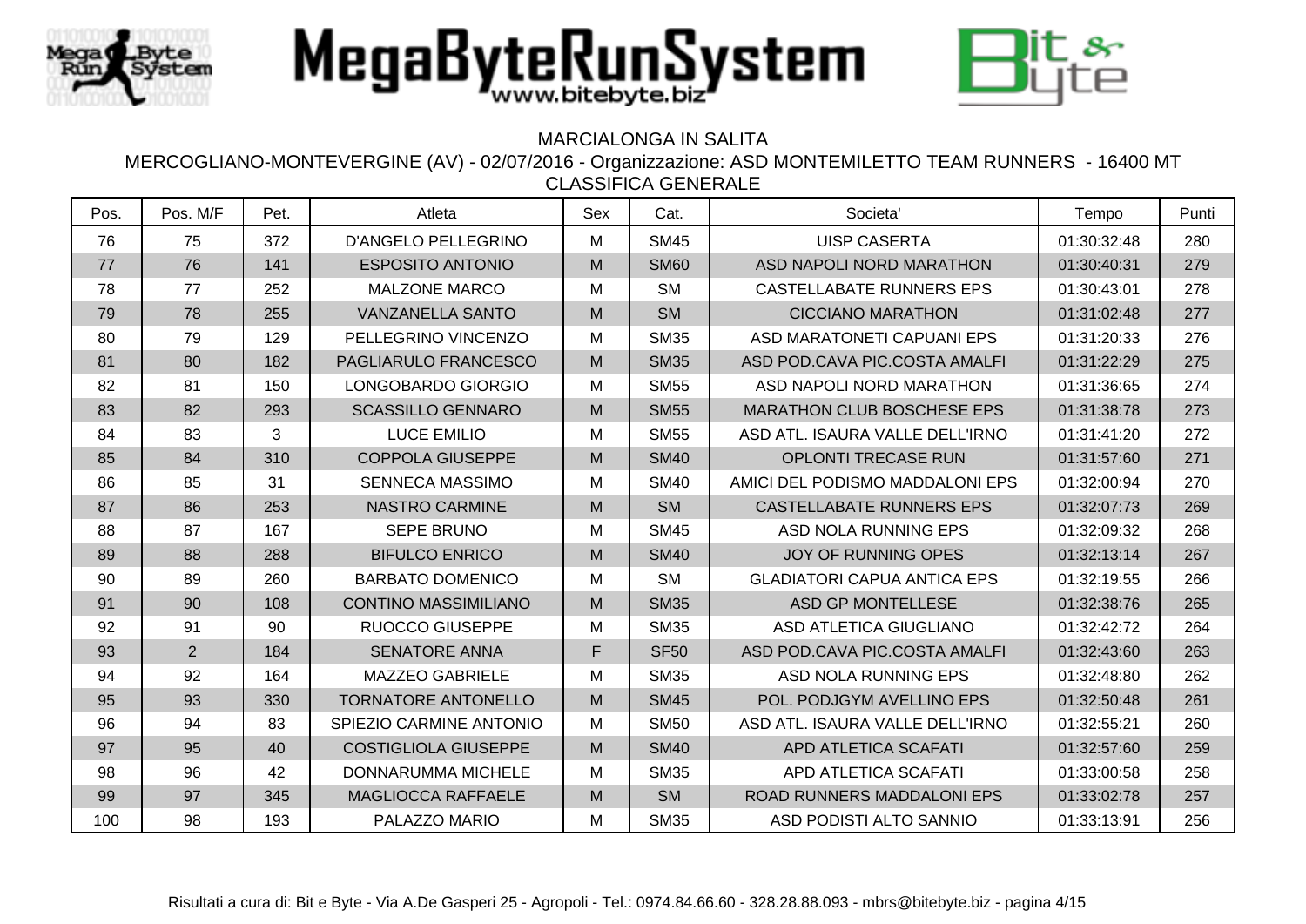MegaByteRunSystem

www.bitebyte.biz

MARCIALONGA IN SALITA

MERCOGLIANO-MONTEVERGINE (AV) - 02/07/2016 - Organizzazione: ASD MONTEMILETTO TEAM RUNNERS - 16400 MT

CLASSIFICA GENERALE

| Pos. | Pos. M/F | Pet. | Atleta | Sex | Cat. | Societa' | Tempo | Punti |
|---|---|---|---|---|---|---|---|---|
| 76 | 75 | 372 | D'ANGELO PELLEGRINO | M | SM45 | UISP CASERTA | 01:30:32:48 | 280 |
| 77 | 76 | 141 | ESPOSITO ANTONIO | M | SM60 | ASD NAPOLI NORD MARATHON | 01:30:40:31 | 279 |
| 78 | 77 | 252 | MALZONE MARCO | M | SM | CASTELLABATE RUNNERS EPS | 01:30:43:01 | 278 |
| 79 | 78 | 255 | VANZANELLA SANTO | M | SM | CICCIANO MARATHON | 01:31:02:48 | 277 |
| 80 | 79 | 129 | PELLEGRINO VINCENZO | M | SM35 | ASD MARATONETI CAPUANI EPS | 01:31:20:33 | 276 |
| 81 | 80 | 182 | PAGLIARULO FRANCESCO | M | SM35 | ASD POD.CAVA PIC.COSTA AMALFI | 01:31:22:29 | 275 |
| 82 | 81 | 150 | LONGOBARDO GIORGIO | M | SM55 | ASD NAPOLI NORD MARATHON | 01:31:36:65 | 274 |
| 83 | 82 | 293 | SCASSILLO GENNARO | M | SM55 | MARATHON CLUB BOSCHESE EPS | 01:31:38:78 | 273 |
| 84 | 83 | 3 | LUCE EMILIO | M | SM55 | ASD ATL. ISAURA VALLE DELL'IRNO | 01:31:41:20 | 272 |
| 85 | 84 | 310 | COPPOLA GIUSEPPE | M | SM40 | OPLONTI TRECASE RUN | 01:31:57:60 | 271 |
| 86 | 85 | 31 | SENNECA MASSIMO | M | SM40 | AMICI DEL PODISMO MADDALONI EPS | 01:32:00:94 | 270 |
| 87 | 86 | 253 | NASTRO CARMINE | M | SM | CASTELLABATE RUNNERS EPS | 01:32:07:73 | 269 |
| 88 | 87 | 167 | SEPE BRUNO | M | SM45 | ASD NOLA RUNNING EPS | 01:32:09:32 | 268 |
| 89 | 88 | 288 | BIFULCO ENRICO | M | SM40 | JOY OF RUNNING OPES | 01:32:13:14 | 267 |
| 90 | 89 | 260 | BARBATO DOMENICO | M | SM | GLADIATORI CAPUA ANTICA EPS | 01:32:19:55 | 266 |
| 91 | 90 | 108 | CONTINO MASSIMILIANO | M | SM35 | ASD GP MONTELLESE | 01:32:38:76 | 265 |
| 92 | 91 | 90 | RUOCCO GIUSEPPE | M | SM35 | ASD ATLETICA GIUGLIANO | 01:32:42:72 | 264 |
| 93 | 2 | 184 | SENATORE ANNA | F | SF50 | ASD POD.CAVA PIC.COSTA AMALFI | 01:32:43:60 | 263 |
| 94 | 92 | 164 | MAZZEO GABRIELE | M | SM35 | ASD NOLA RUNNING EPS | 01:32:48:80 | 262 |
| 95 | 93 | 330 | TORNATORE ANTONELLO | M | SM45 | POL. PODJGYM AVELLINO EPS | 01:32:50:48 | 261 |
| 96 | 94 | 83 | SPIEZIO CARMINE ANTONIO | M | SM50 | ASD ATL. ISAURA VALLE DELL'IRNO | 01:32:55:21 | 260 |
| 97 | 95 | 40 | COSTIGLIOLA GIUSEPPE | M | SM40 | APD ATLETICA SCAFATI | 01:32:57:60 | 259 |
| 98 | 96 | 42 | DONNARUMMA MICHELE | M | SM35 | APD ATLETICA SCAFATI | 01:33:00:58 | 258 |
| 99 | 97 | 345 | MAGLIOCCA RAFFAELE | M | SM | ROAD RUNNERS MADDALONI EPS | 01:33:02:78 | 257 |
| 100 | 98 | 193 | PALAZZO MARIO | M | SM35 | ASD PODISTI ALTO SANNIO | 01:33:13:91 | 256 |

Risultati a cura di: Bit e Byte - Via A.De Gasperi 25 - Agropoli - Tel.: 0974.84.66.60 - 328.28.88.093 - mbrs@bitebyte.biz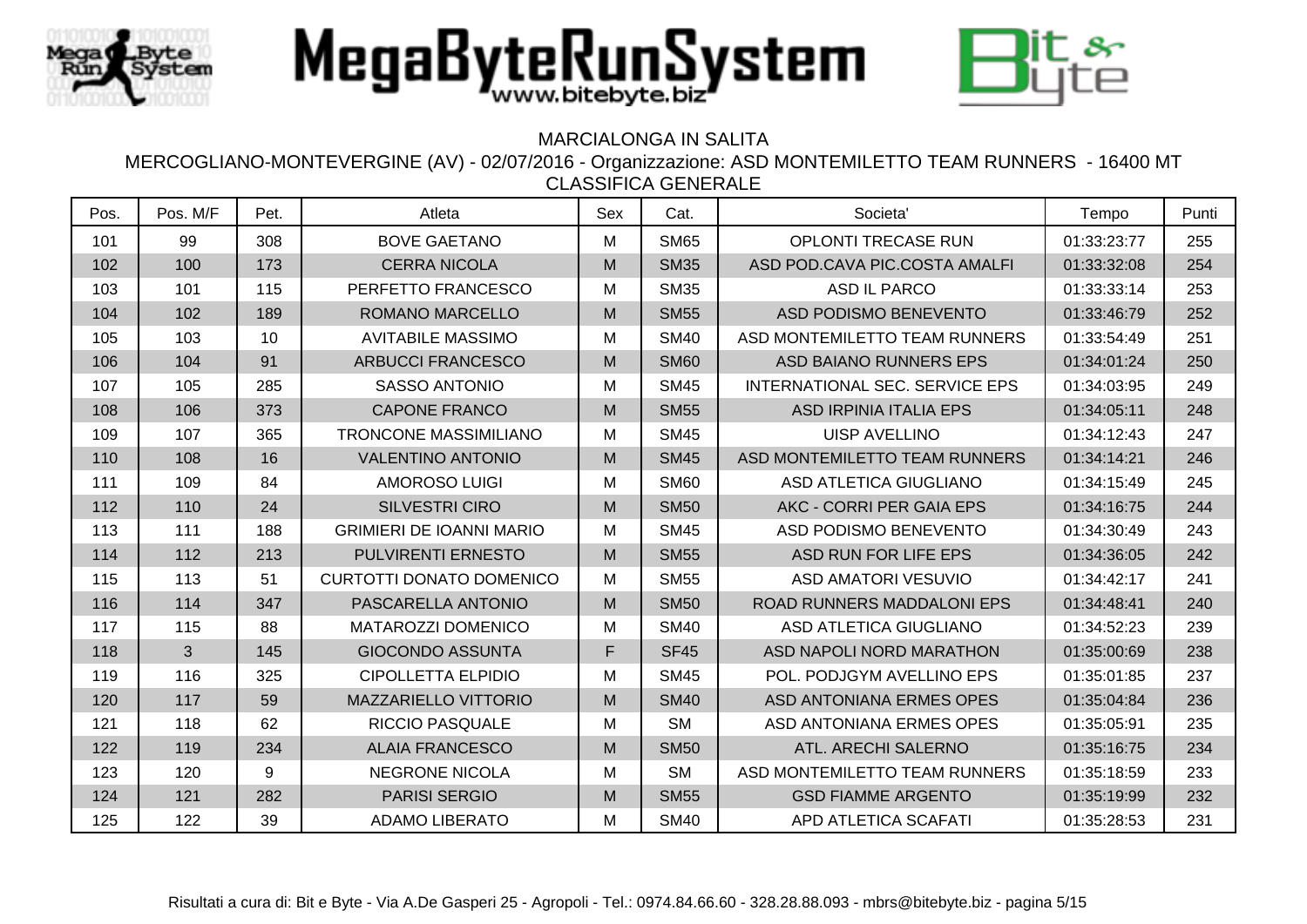# MegaByteRunSystem

MARCIALONGA IN SALITA

MERCOGLIANO-MONTEVERGINE (AV) - 02/07/2016 - Organizzazione: ASD MONTEMILETTO TEAM RUNNERS - 16400 MT

CLASSIFICA GENERALE

| Pos. | Pos. M/F | Pet. | Atleta | Sex | Cat. | Societa' | Tempo | Punti |
|---|---|---|---|---|---|---|---|---|
| 101 | 99 | 308 | BOVE GAETANO | M | SM65 | OPLONTI TRECASE RUN | 01:33:23:77 | 255 |
| 102 | 100 | 173 | CERRA NICOLA | M | SM35 | ASD POD.CAVA PIC.COSTA AMALFI | 01:33:32:08 | 254 |
| 103 | 101 | 115 | PERFETTO FRANCESCO | M | SM35 | ASD IL PARCO | 01:33:33:14 | 253 |
| 104 | 102 | 189 | ROMANO MARCELLO | M | SM55 | ASD PODISMO BENEVENTO | 01:33:46:79 | 252 |
| 105 | 103 | 10 | AVITABILE MASSIMO | M | SM40 | ASD MONTEMILETTO TEAM RUNNERS | 01:33:54:49 | 251 |
| 106 | 104 | 91 | ARBUCCI FRANCESCO | M | SM60 | ASD BAIANO RUNNERS EPS | 01:34:01:24 | 250 |
| 107 | 105 | 285 | SASSO ANTONIO | M | SM45 | INTERNATIONAL SEC. SERVICE EPS | 01:34:03:95 | 249 |
| 108 | 106 | 373 | CAPONE FRANCO | M | SM55 | ASD IRPINIA ITALIA EPS | 01:34:05:11 | 248 |
| 109 | 107 | 365 | TRONCONE MASSIMILIANO | M | SM45 | UISP AVELLINO | 01:34:12:43 | 247 |
| 110 | 108 | 16 | VALENTINO ANTONIO | M | SM45 | ASD MONTEMILETTO TEAM RUNNERS | 01:34:14:21 | 246 |
| 111 | 109 | 84 | AMOROSO LUIGI | M | SM60 | ASD ATLETICA GIUGLIANO | 01:34:15:49 | 245 |
| 112 | 110 | 24 | SILVESTRI CIRO | M | SM50 | AKC - CORRI PER GAIA EPS | 01:34:16:75 | 244 |
| 113 | 111 | 188 | GRIMIERI DE IOANNI MARIO | M | SM45 | ASD PODISMO BENEVENTO | 01:34:30:49 | 243 |
| 114 | 112 | 213 | PULVIRENTI ERNESTO | M | SM55 | ASD RUN FOR LIFE EPS | 01:34:36:05 | 242 |
| 115 | 113 | 51 | CURTOTTI DONATO DOMENICO | M | SM55 | ASD AMATORI VESUVIO | 01:34:42:17 | 241 |
| 116 | 114 | 347 | PASCARELLA ANTONIO | M | SM50 | ROAD RUNNERS MADDALONI EPS | 01:34:48:41 | 240 |
| 117 | 115 | 88 | MATAROZZI DOMENICO | M | SM40 | ASD ATLETICA GIUGLIANO | 01:34:52:23 | 239 |
| 118 | 3 | 145 | GIOCONDO ASSUNTA | F | SF45 | ASD NAPOLI NORD MARATHON | 01:35:00:69 | 238 |
| 119 | 116 | 325 | CIPOLLETTA ELPIDIO | M | SM45 | POL. PODJGYM AVELLINO EPS | 01:35:01:85 | 237 |
| 120 | 117 | 59 | MAZZARIELLO VITTORIO | M | SM40 | ASD ANTONIANA ERMES OPES | 01:35:04:84 | 236 |
| 121 | 118 | 62 | RICCIO PASQUALE | M | SM | ASD ANTONIANA ERMES OPES | 01:35:05:91 | 235 |
| 122 | 119 | 234 | ALAIA FRANCESCO | M | SM50 | ATL. ARECHI SALERNO | 01:35:16:75 | 234 |
| 123 | 120 | 9 | NEGRONE NICOLA | M | SM | ASD MONTEMILETTO TEAM RUNNERS | 01:35:18:59 | 233 |
| 124 | 121 | 282 | PARISI SERGIO | M | SM55 | GSD FIAMME ARGENTO | 01:35:19:99 | 232 |
| 125 | 122 | 39 | ADAMO LIBERATO | M | SM40 | APD ATLETICA SCAFATI | 01:35:28:53 | 231 |

Risultati a cura di: Bit e Byte - Via A.De Gasperi 25 - Agropoli - Tel.: 0974.84.66.60 - 328.28.88.093 - mbrs@bitebyte.biz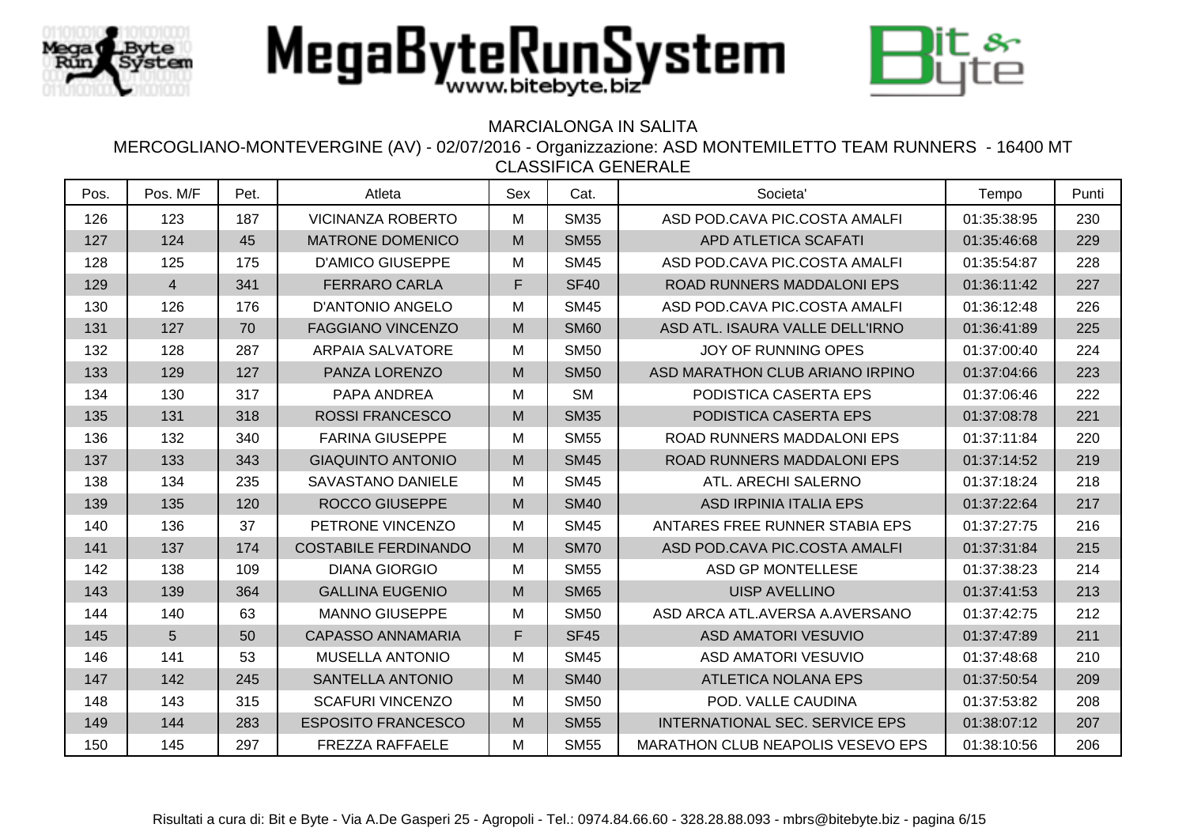MARCIALONGA IN SALITA

MERCOGLIANO-MONTEVERGINE (AV) - 02/07/2016 - Organizzazione: ASD MONTEMILETTO TEAM RUNNERS - 16400 MT

CLASSIFICA GENERALE

| Pos. | Pos. M/F | Pet. | Atleta | Sex | Cat. | Societa' | Tempo | Punti |
|---|---|---|---|---|---|---|---|---|
| 126 | 123 | 187 | VICINANZA ROBERTO | M | SM35 | ASD POD.CAVA PIC.COSTA AMALFI | 01:35:38:95 | 230 |
| 127 | 124 | 45 | MATRONE DOMENICO | M | SM55 | APD ATLETICA SCAFATI | 01:35:46:68 | 229 |
| 128 | 125 | 175 | D'AMICO GIUSEPPE | M | SM45 | ASD POD.CAVA PIC.COSTA AMALFI | 01:35:54:87 | 228 |
| 129 | 4 | 341 | FERRARO CARLA | F | SF40 | ROAD RUNNERS MADDALONI EPS | 01:36:11:42 | 227 |
| 130 | 126 | 176 | D'ANTONIO ANGELO | M | SM45 | ASD POD.CAVA PIC.COSTA AMALFI | 01:36:12:48 | 226 |
| 131 | 127 | 70 | FAGGIANO VINCENZO | M | SM60 | ASD ATL. ISAURA VALLE DELL'IRNO | 01:36:41:89 | 225 |
| 132 | 128 | 287 | ARPAIA SALVATORE | M | SM50 | JOY OF RUNNING OPES | 01:37:00:40 | 224 |
| 133 | 129 | 127 | PANZA LORENZO | M | SM50 | ASD MARATHON CLUB ARIANO IRPINO | 01:37:04:66 | 223 |
| 134 | 130 | 317 | PAPA ANDREA | M | SM | PODISTICA CASERTA EPS | 01:37:06:46 | 222 |
| 135 | 131 | 318 | ROSSI FRANCESCO | M | SM35 | PODISTICA CASERTA EPS | 01:37:08:78 | 221 |
| 136 | 132 | 340 | FARINA GIUSEPPE | M | SM55 | ROAD RUNNERS MADDALONI EPS | 01:37:11:84 | 220 |
| 137 | 133 | 343 | GIAQUINTO ANTONIO | M | SM45 | ROAD RUNNERS MADDALONI EPS | 01:37:14:52 | 219 |
| 138 | 134 | 235 | SAVASTANO DANIELE | M | SM45 | ATL. ARECHI SALERNO | 01:37:18:24 | 218 |
| 139 | 135 | 120 | ROCCO GIUSEPPE | M | SM40 | ASD IRPINIA ITALIA EPS | 01:37:22:64 | 217 |
| 140 | 136 | 37 | PETRONE VINCENZO | M | SM45 | ANTARES FREE RUNNER STABIA EPS | 01:37:27:75 | 216 |
| 141 | 137 | 174 | COSTABILE FERDINANDO | M | SM70 | ASD POD.CAVA PIC.COSTA AMALFI | 01:37:31:84 | 215 |
| 142 | 138 | 109 | DIANA GIORGIO | M | SM55 | ASD GP MONTELLESE | 01:37:38:23 | 214 |
| 143 | 139 | 364 | GALLINA EUGENIO | M | SM65 | UISP AVELLINO | 01:37:41:53 | 213 |
| 144 | 140 | 63 | MANNO GIUSEPPE | M | SM50 | ASD ARCA ATL.AVERSA A.AVERSANO | 01:37:42:75 | 212 |
| 145 | 5 | 50 | CAPASSO ANNAMARIA | F | SF45 | ASD AMATORI VESUVIO | 01:37:47:89 | 211 |
| 146 | 141 | 53 | MUSELLA ANTONIO | M | SM45 | ASD AMATORI VESUVIO | 01:37:48:68 | 210 |
| 147 | 142 | 245 | SANTELLA ANTONIO | M | SM40 | ATLETICA NOLANA EPS | 01:37:50:54 | 209 |
| 148 | 143 | 315 | SCAFURI VINCENZO | M | SM50 | POD. VALLE CAUDINA | 01:37:53:82 | 208 |
| 149 | 144 | 283 | ESPOSITO FRANCESCO | M | SM55 | INTERNATIONAL SEC. SERVICE EPS | 01:38:07:12 | 207 |
| 150 | 145 | 297 | FREZZA RAFFAELE | M | SM55 | MARATHON CLUB NEAPOLIS VESEVO EPS | 01:38:10:56 | 206 |

Risultati a cura di: Bit e Byte - Via A.De Gasperi 25 - Agropoli - Tel.: 0974.84.66.60 - 328.28.88.093 - mbrs@bitebyte.biz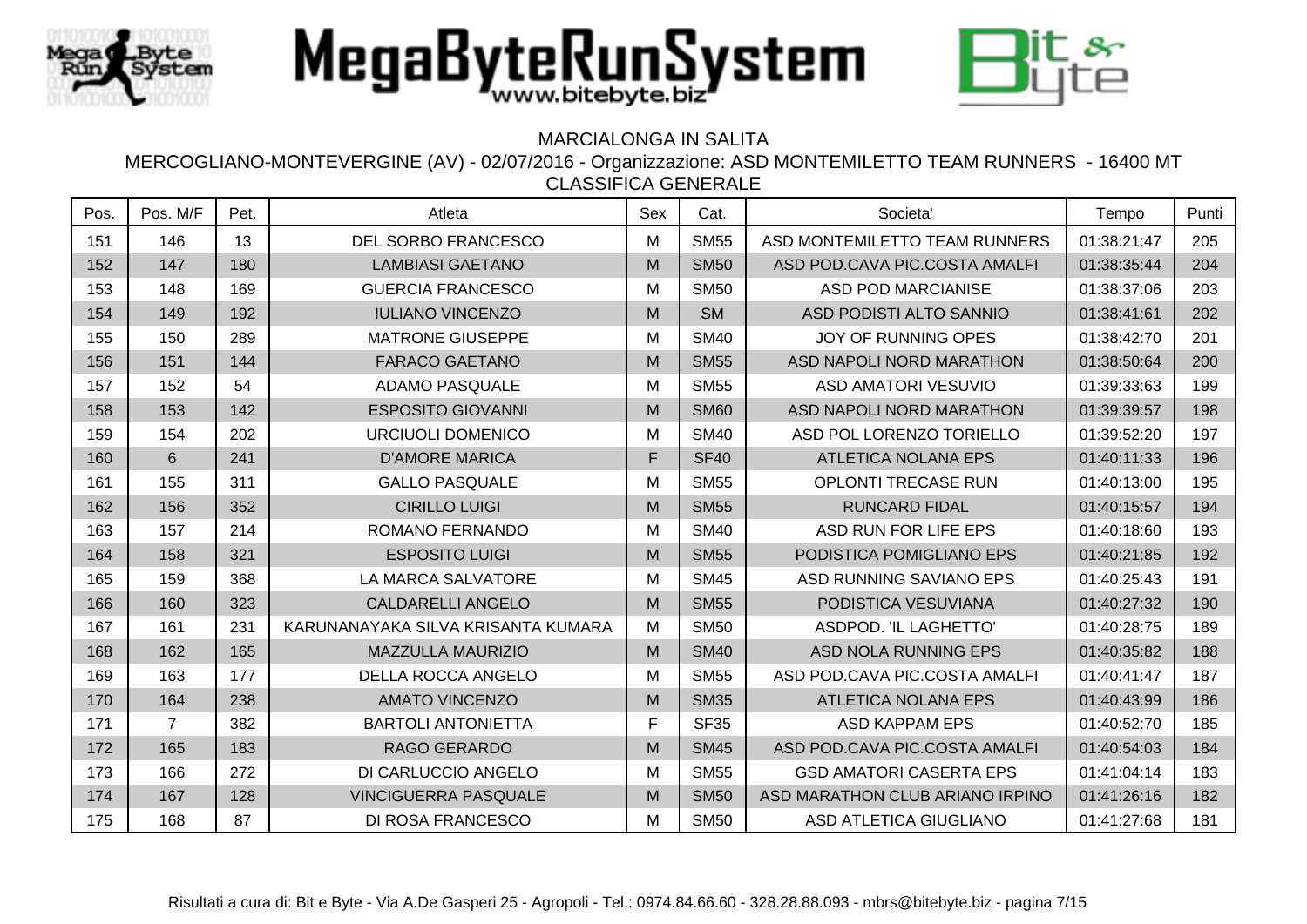# MegaByteRunSystem

MARCIALONGA IN SALITA

MERCOGLIANO-MONTEVERGINE (AV) - 02/07/2016 - Organizzazione: ASD MONTEMILETTO TEAM RUNNERS - 16400 MT

CLASSIFICA GENERALE

| Pos. | Pos. M/F | Pet. | Atleta | Sex | Cat. | Societa' | Tempo | Punti |
|---|---|---|---|---|---|---|---|---|
| 151 | 146 | 13 | DEL SORBO FRANCESCO | M | SM55 | ASD MONTEMILETTO TEAM RUNNERS | 01:38:21:47 | 205 |
| 152 | 147 | 180 | LAMBIASI GAETANO | M | SM50 | ASD POD.CAVA PIC.COSTA AMALFI | 01:38:35:44 | 204 |
| 153 | 148 | 169 | GUERCIA FRANCESCO | M | SM50 | ASD POD MARCIANISE | 01:38:37:06 | 203 |
| 154 | 149 | 192 | IULIANO VINCENZO | M | SM | ASD PODISTI ALTO SANNIO | 01:38:41:61 | 202 |
| 155 | 150 | 289 | MATRONE GIUSEPPE | M | SM40 | JOY OF RUNNING OPES | 01:38:42:70 | 201 |
| 156 | 151 | 144 | FARACO GAETANO | M | SM55 | ASD NAPOLI NORD MARATHON | 01:38:50:64 | 200 |
| 157 | 152 | 54 | ADAMO PASQUALE | M | SM55 | ASD AMATORI VESUVIO | 01:39:33:63 | 199 |
| 158 | 153 | 142 | ESPOSITO GIOVANNI | M | SM60 | ASD NAPOLI NORD MARATHON | 01:39:39:57 | 198 |
| 159 | 154 | 202 | URCIUOLI DOMENICO | M | SM40 | ASD POL LORENZO TORIELLO | 01:39:52:20 | 197 |
| 160 | 6 | 241 | D'AMORE MARICA | F | SF40 | ATLETICA NOLANA EPS | 01:40:11:33 | 196 |
| 161 | 155 | 311 | GALLO PASQUALE | M | SM55 | OPLONTI TRECASE RUN | 01:40:13:00 | 195 |
| 162 | 156 | 352 | CIRILLO LUIGI | M | SM55 | RUNCARD FIDAL | 01:40:15:57 | 194 |
| 163 | 157 | 214 | ROMANO FERNANDO | M | SM40 | ASD RUN FOR LIFE EPS | 01:40:18:60 | 193 |
| 164 | 158 | 321 | ESPOSITO LUIGI | M | SM55 | PODISTICA POMIGLIANO EPS | 01:40:21:85 | 192 |
| 165 | 159 | 368 | LA MARCA SALVATORE | M | SM45 | ASD RUNNING SAVIANO EPS | 01:40:25:43 | 191 |
| 166 | 160 | 323 | CALDARELLI ANGELO | M | SM55 | PODISTICA VESUVIANA | 01:40:27:32 | 190 |
| 167 | 161 | 231 | KARUNANAYAKA SILVA KRISANTA KUMARA | M | SM50 | ASDPOD. 'IL LAGHETTO' | 01:40:28:75 | 189 |
| 168 | 162 | 165 | MAZZULLA MAURIZIO | M | SM40 | ASD NOLA RUNNING EPS | 01:40:35:82 | 188 |
| 169 | 163 | 177 | DELLA ROCCA ANGELO | M | SM55 | ASD POD.CAVA PIC.COSTA AMALFI | 01:40:41:47 | 187 |
| 170 | 164 | 238 | AMATO VINCENZO | M | SM35 | ATLETICA NOLANA EPS | 01:40:43:99 | 186 |
| 171 | 7 | 382 | BARTOLI ANTONIETTA | F | SF35 | ASD KAPPAM EPS | 01:40:52:70 | 185 |
| 172 | 165 | 183 | RAGO GERARDO | M | SM45 | ASD POD.CAVA PIC.COSTA AMALFI | 01:40:54:03 | 184 |
| 173 | 166 | 272 | DI CARLUCCIO ANGELO | M | SM55 | GSD AMATORI CASERTA EPS | 01:41:04:14 | 183 |
| 174 | 167 | 128 | VINCIGUERRA PASQUALE | M | SM50 | ASD MARATHON CLUB ARIANO IRPINO | 01:41:26:16 | 182 |
| 175 | 168 | 87 | DI ROSA FRANCESCO | M | SM50 | ASD ATLETICA GIUGLIANO | 01:41:27:68 | 181 |

Risultati a cura di: Bit e Byte - Via A.De Gasperi 25 - Agropoli - Tel.: 0974.84.66.60 - 328.28.88.093 - mbrs@bitebyte.biz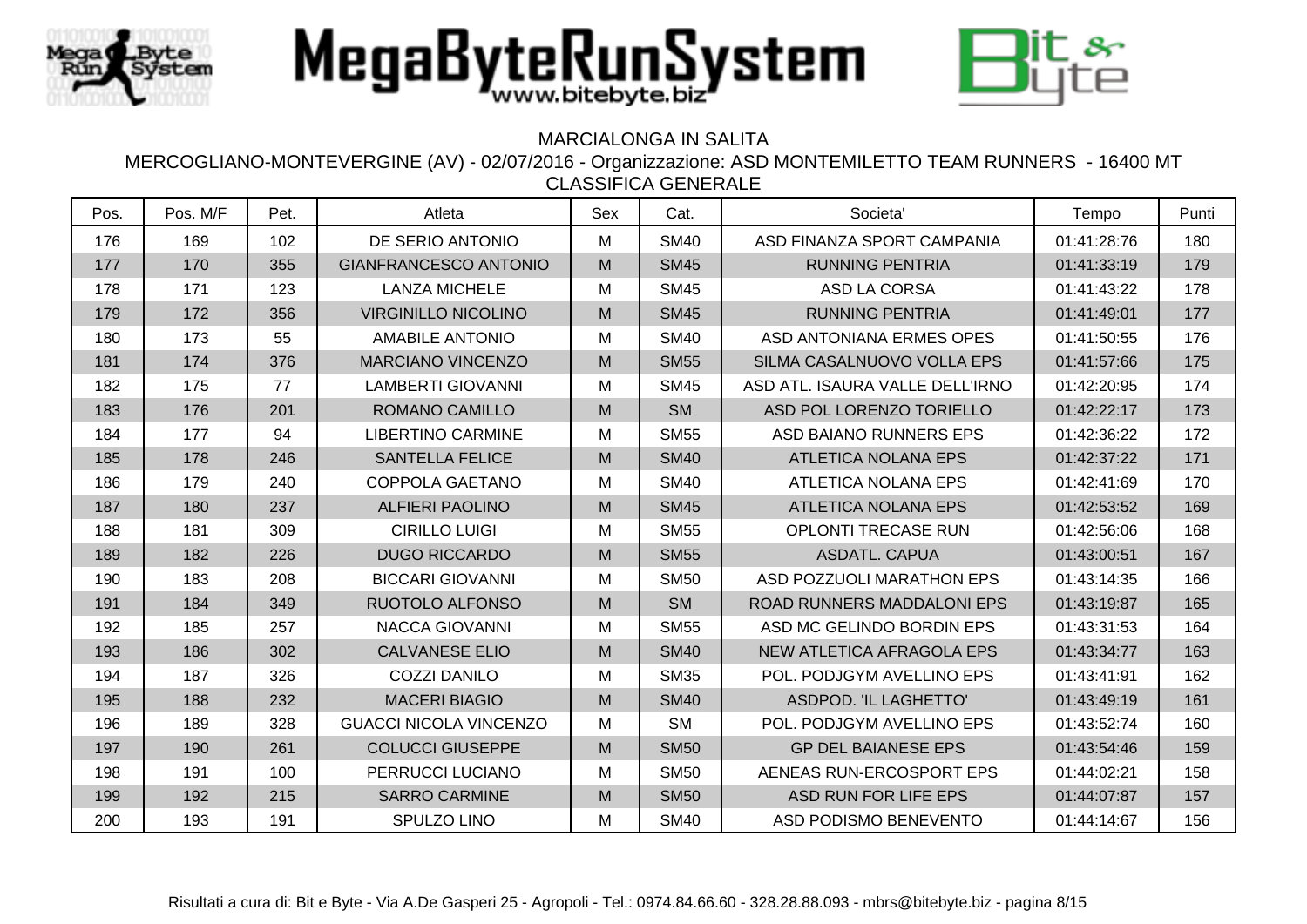MARCIALONGA IN SALITA

MERCOGLIANO-MONTEVERGINE (AV) - 02/07/2016 - Organizzazione: ASD MONTEMILETTO TEAM RUNNERS - 16400 MT

CLASSIFICA GENERALE

| Pos. | Pos. M/F | Pet. | Atleta | Sex | Cat. | Societa' | Tempo | Punti |
|---|---|---|---|---|---|---|---|---|
| 176 | 169 | 102 | DE SERIO ANTONIO | M | SM40 | ASD FINANZA SPORT CAMPANIA | 01:41:28:76 | 180 |
| 177 | 170 | 355 | GIANFRANCESCO ANTONIO | M | SM45 | RUNNING PENTRIA | 01:41:33:19 | 179 |
| 178 | 171 | 123 | LANZA MICHELE | M | SM45 | ASD LA CORSA | 01:41:43:22 | 178 |
| 179 | 172 | 356 | VIRGINILLO NICOLINO | M | SM45 | RUNNING PENTRIA | 01:41:49:01 | 177 |
| 180 | 173 | 55 | AMABILE ANTONIO | M | SM40 | ASD ANTONIANA ERMES OPES | 01:41:50:55 | 176 |
| 181 | 174 | 376 | MARCIANO VINCENZO | M | SM55 | SILMA CASALNUOVO VOLLA EPS | 01:41:57:66 | 175 |
| 182 | 175 | 77 | LAMBERTI GIOVANNI | M | SM45 | ASD ATL. ISAURA VALLE DELL'IRNO | 01:42:20:95 | 174 |
| 183 | 176 | 201 | ROMANO CAMILLO | M | SM | ASD POL LORENZO TORIELLO | 01:42:22:17 | 173 |
| 184 | 177 | 94 | LIBERTINO CARMINE | M | SM55 | ASD BAIANO RUNNERS EPS | 01:42:36:22 | 172 |
| 185 | 178 | 246 | SANTELLA FELICE | M | SM40 | ATLETICA NOLANA EPS | 01:42:37:22 | 171 |
| 186 | 179 | 240 | COPPOLA GAETANO | M | SM40 | ATLETICA NOLANA EPS | 01:42:41:69 | 170 |
| 187 | 180 | 237 | ALFIERI PAOLINO | M | SM45 | ATLETICA NOLANA EPS | 01:42:53:52 | 169 |
| 188 | 181 | 309 | CIRILLO LUIGI | M | SM55 | OPLONTI TRECASE RUN | 01:42:56:06 | 168 |
| 189 | 182 | 226 | DUGO RICCARDO | M | SM55 | ASDATL. CAPUA | 01:43:00:51 | 167 |
| 190 | 183 | 208 | BICCARI GIOVANNI | M | SM50 | ASD POZZUOLI MARATHON EPS | 01:43:14:35 | 166 |
| 191 | 184 | 349 | RUOTOLO ALFONSO | M | SM | ROAD RUNNERS MADDALONI EPS | 01:43:19:87 | 165 |
| 192 | 185 | 257 | NACCA GIOVANNI | M | SM55 | ASD MC GELINDO BORDIN EPS | 01:43:31:53 | 164 |
| 193 | 186 | 302 | CALVANESE ELIO | M | SM40 | NEW ATLETICA AFRAGOLA EPS | 01:43:34:77 | 163 |
| 194 | 187 | 326 | COZZI DANILO | M | SM35 | POL. PODJGYM AVELLINO EPS | 01:43:41:91 | 162 |
| 195 | 188 | 232 | MACERI BIAGIO | M | SM40 | ASDPOD. 'IL LAGHETTO' | 01:43:49:19 | 161 |
| 196 | 189 | 328 | GUACCI NICOLA VINCENZO | M | SM | POL. PODJGYM AVELLINO EPS | 01:43:52:74 | 160 |
| 197 | 190 | 261 | COLUCCI GIUSEPPE | M | SM50 | GP DEL BAIANESE EPS | 01:43:54:46 | 159 |
| 198 | 191 | 100 | PERRUCCI LUCIANO | M | SM50 | AENEAS RUN-ERCOSPORT EPS | 01:44:02:21 | 158 |
| 199 | 192 | 215 | SARRO CARMINE | M | SM50 | ASD RUN FOR LIFE EPS | 01:44:07:87 | 157 |
| 200 | 193 | 191 | SPULZO LINO | M | SM40 | ASD PODISMO BENEVENTO | 01:44:14:67 | 156 |

Risultati a cura di: Bit e Byte - Via A.De Gasperi 25 - Agropoli - Tel.: 0974.84.66.60 - 328.28.88.093 - mbrs@bitebyte.biz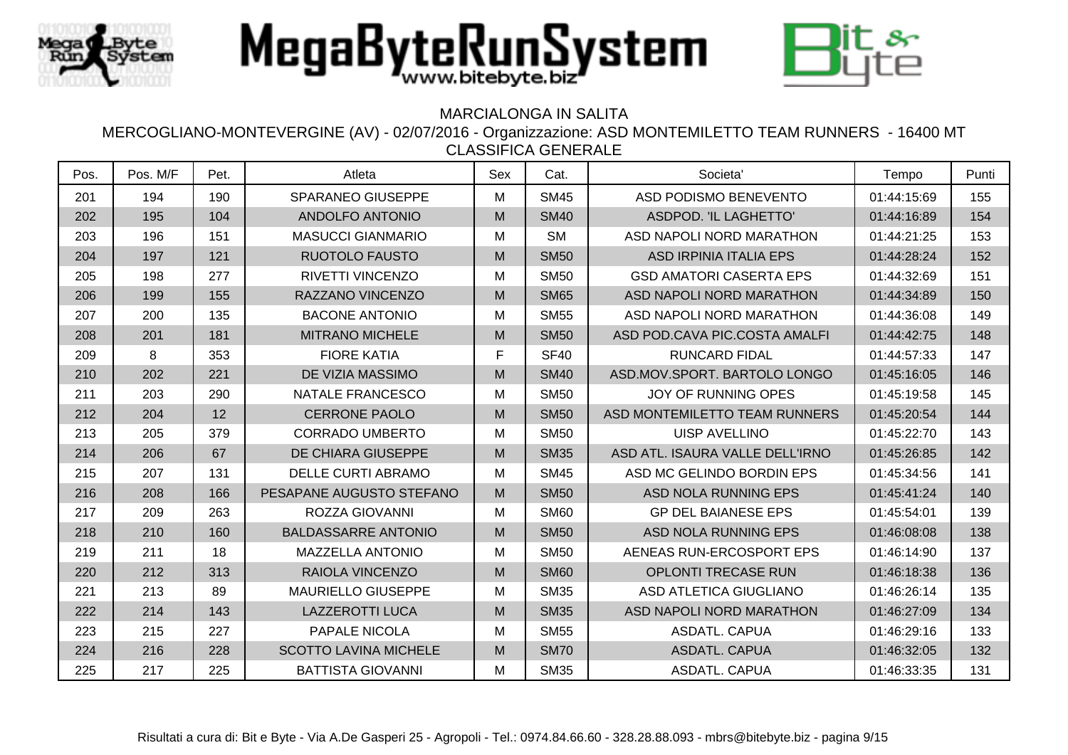MegaByteRunSystem
www.bitebyte.biz

MARCIALONGA IN SALITA

MERCOGLIANO-MONTEVERGINE (AV) - 02/07/2016 - Organizzazione: ASD MONTEMILETTO TEAM RUNNERS - 16400 MT

CLASSIFICA GENERALE

| Pos. | Pos. M/F | Pet. | Atleta | Sex | Cat. | Societa' | Tempo | Punti |
|---|---|---|---|---|---|---|---|---|
| 201 | 194 | 190 | SPARANEO GIUSEPPE | M | SM45 | ASD PODISMO BENEVENTO | 01:44:15:69 | 155 |
| 202 | 195 | 104 | ANDOLFO ANTONIO | M | SM40 | ASDPOD. 'IL LAGHETTO' | 01:44:16:89 | 154 |
| 203 | 196 | 151 | MASUCCI GIANMARIO | M | SM | ASD NAPOLI NORD MARATHON | 01:44:21:25 | 153 |
| 204 | 197 | 121 | RUOTOLO FAUSTO | M | SM50 | ASD IRPINIA ITALIA EPS | 01:44:28:24 | 152 |
| 205 | 198 | 277 | RIVETTI VINCENZO | M | SM50 | GSD AMATORI CASERTA EPS | 01:44:32:69 | 151 |
| 206 | 199 | 155 | RAZZANO VINCENZO | M | SM65 | ASD NAPOLI NORD MARATHON | 01:44:34:89 | 150 |
| 207 | 200 | 135 | BACONE ANTONIO | M | SM55 | ASD NAPOLI NORD MARATHON | 01:44:36:08 | 149 |
| 208 | 201 | 181 | MITRANO MICHELE | M | SM50 | ASD POD.CAVA PIC.COSTA AMALFI | 01:44:42:75 | 148 |
| 209 | 8 | 353 | FIORE KATIA | F | SF40 | RUNCARD FIDAL | 01:44:57:33 | 147 |
| 210 | 202 | 221 | DE VIZIA MASSIMO | M | SM40 | ASD.MOV.SPORT. BARTOLO LONGO | 01:45:16:05 | 146 |
| 211 | 203 | 290 | NATALE FRANCESCO | M | SM50 | JOY OF RUNNING OPES | 01:45:19:58 | 145 |
| 212 | 204 | 12 | CERRONE PAOLO | M | SM50 | ASD MONTEMILETTO TEAM RUNNERS | 01:45:20:54 | 144 |
| 213 | 205 | 379 | CORRADO UMBERTO | M | SM50 | UISP AVELLINO | 01:45:22:70 | 143 |
| 214 | 206 | 67 | DE CHIARA GIUSEPPE | M | SM35 | ASD ATL. ISAURA VALLE DELL'IRNO | 01:45:26:85 | 142 |
| 215 | 207 | 131 | DELLE CURTI ABRAMO | M | SM45 | ASD MC GELINDO BORDIN EPS | 01:45:34:56 | 141 |
| 216 | 208 | 166 | PESAPANE AUGUSTO STEFANO | M | SM50 | ASD NOLA RUNNING EPS | 01:45:41:24 | 140 |
| 217 | 209 | 263 | ROZZA GIOVANNI | M | SM60 | GP DEL BAIANESE EPS | 01:45:54:01 | 139 |
| 218 | 210 | 160 | BALDASSARRE ANTONIO | M | SM50 | ASD NOLA RUNNING EPS | 01:46:08:08 | 138 |
| 219 | 211 | 18 | MAZZELLA ANTONIO | M | SM50 | AENEAS RUN-ERCOSPORT EPS | 01:46:14:90 | 137 |
| 220 | 212 | 313 | RAIOLA VINCENZO | M | SM60 | OPLONTI TRECASE RUN | 01:46:18:38 | 136 |
| 221 | 213 | 89 | MAURIELLO GIUSEPPE | M | SM35 | ASD ATLETICA GIUGLIANO | 01:46:26:14 | 135 |
| 222 | 214 | 143 | LAZZEROTTI LUCA | M | SM35 | ASD NAPOLI NORD MARATHON | 01:46:27:09 | 134 |
| 223 | 215 | 227 | PAPALE NICOLA | M | SM55 | ASDATL. CAPUA | 01:46:29:16 | 133 |
| 224 | 216 | 228 | SCOTTO LAVINA MICHELE | M | SM70 | ASDATL. CAPUA | 01:46:32:05 | 132 |
| 225 | 217 | 225 | BATTISTA GIOVANNI | M | SM35 | ASDATL. CAPUA | 01:46:33:35 | 131 |

Risultati a cura di: Bit e Byte - Via A.De Gasperi 25 - Agropoli - Tel.: 0974.84.66.60 - 328.28.88.093 - mbrs@bitebyte.biz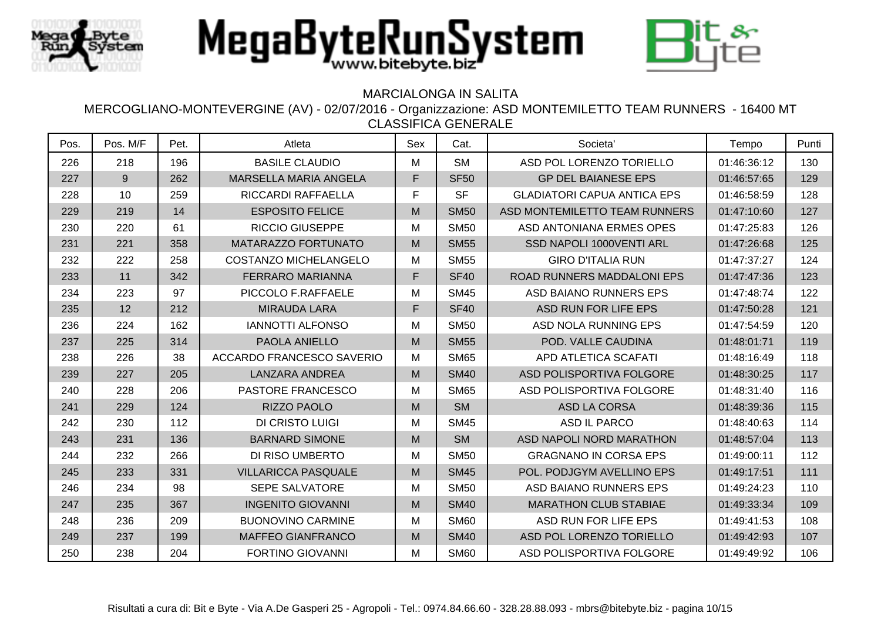MegaByteRunSystem
www.bitebyte.biz

MARCIALONGA IN SALITA

MERCOGLIANO-MONTEVERGINE (AV) - 02/07/2016 - Organizzazione: ASD MONTEMILETTO TEAM RUNNERS - 16400 MT

CLASSIFICA GENERALE

| Pos. | Pos. M/F | Pet. | Atleta | Sex | Cat. | Societa' | Tempo | Punti |
|---|---|---|---|---|---|---|---|---|
| 226 | 218 | 196 | BASILE CLAUDIO | M | SM | ASD POL LORENZO TORIELLO | 01:46:36:12 | 130 |
| 227 | 9 | 262 | MARSELLA MARIA ANGELA | F | SF50 | GP DEL BAIANESE EPS | 01:46:57:65 | 129 |
| 228 | 10 | 259 | RICCARDI RAFFAELLA | F | SF | GLADIATORI CAPUA ANTICA EPS | 01:46:58:59 | 128 |
| 229 | 219 | 14 | ESPOSITO FELICE | M | SM50 | ASD MONTEMILETTO TEAM RUNNERS | 01:47:10:60 | 127 |
| 230 | 220 | 61 | RICCIO GIUSEPPE | M | SM50 | ASD ANTONIANA ERMES OPES | 01:47:25:83 | 126 |
| 231 | 221 | 358 | MATARAZZO FORTUNATO | M | SM55 | SSD NAPOLI 1000VENTI ARL | 01:47:26:68 | 125 |
| 232 | 222 | 258 | COSTANZO MICHELANGELO | M | SM55 | GIRO D'ITALIA RUN | 01:47:37:27 | 124 |
| 233 | 11 | 342 | FERRARO MARIANNA | F | SF40 | ROAD RUNNERS MADDALONI EPS | 01:47:47:36 | 123 |
| 234 | 223 | 97 | PICCOLO F.RAFFAELE | M | SM45 | ASD BAIANO RUNNERS EPS | 01:47:48:74 | 122 |
| 235 | 12 | 212 | MIRAUDA LARA | F | SF40 | ASD RUN FOR LIFE EPS | 01:47:50:28 | 121 |
| 236 | 224 | 162 | IANNOTTI ALFONSO | M | SM50 | ASD NOLA RUNNING EPS | 01:47:54:59 | 120 |
| 237 | 225 | 314 | PAOLA ANIELLO | M | SM55 | POD. VALLE CAUDINA | 01:48:01:71 | 119 |
| 238 | 226 | 38 | ACCARDO FRANCESCO SAVERIO | M | SM65 | APD ATLETICA SCAFATI | 01:48:16:49 | 118 |
| 239 | 227 | 205 | LANZARA ANDREA | M | SM40 | ASD POLISPORTIVA FOLGORE | 01:48:30:25 | 117 |
| 240 | 228 | 206 | PASTORE FRANCESCO | M | SM65 | ASD POLISPORTIVA FOLGORE | 01:48:31:40 | 116 |
| 241 | 229 | 124 | RIZZO PAOLO | M | SM | ASD LA CORSA | 01:48:39:36 | 115 |
| 242 | 230 | 112 | DI CRISTO LUIGI | M | SM45 | ASD IL PARCO | 01:48:40:63 | 114 |
| 243 | 231 | 136 | BARNARD SIMONE | M | SM | ASD NAPOLI NORD MARATHON | 01:48:57:04 | 113 |
| 244 | 232 | 266 | DI RISO UMBERTO | M | SM50 | GRAGNANO IN CORSA EPS | 01:49:00:11 | 112 |
| 245 | 233 | 331 | VILLARICCA PASQUALE | M | SM45 | POL. PODJGYM AVELLINO EPS | 01:49:17:51 | 111 |
| 246 | 234 | 98 | SEPE SALVATORE | M | SM50 | ASD BAIANO RUNNERS EPS | 01:49:24:23 | 110 |
| 247 | 235 | 367 | INGENITO GIOVANNI | M | SM40 | MARATHON CLUB STABIAE | 01:49:33:34 | 109 |
| 248 | 236 | 209 | BUONOVINO CARMINE | M | SM60 | ASD RUN FOR LIFE EPS | 01:49:41:53 | 108 |
| 249 | 237 | 199 | MAFFEO GIANFRANCO | M | SM40 | ASD POL LORENZO TORIELLO | 01:49:42:93 | 107 |
| 250 | 238 | 204 | FORTINO GIOVANNI | M | SM60 | ASD POLISPORTIVA FOLGORE | 01:49:49:92 | 106 |

Risultati a cura di: Bit e Byte - Via A.De Gasperi 25 - Agropoli - Tel.: 0974.84.66.60 - 328.28.88.093 - mbrs@bitebyte.biz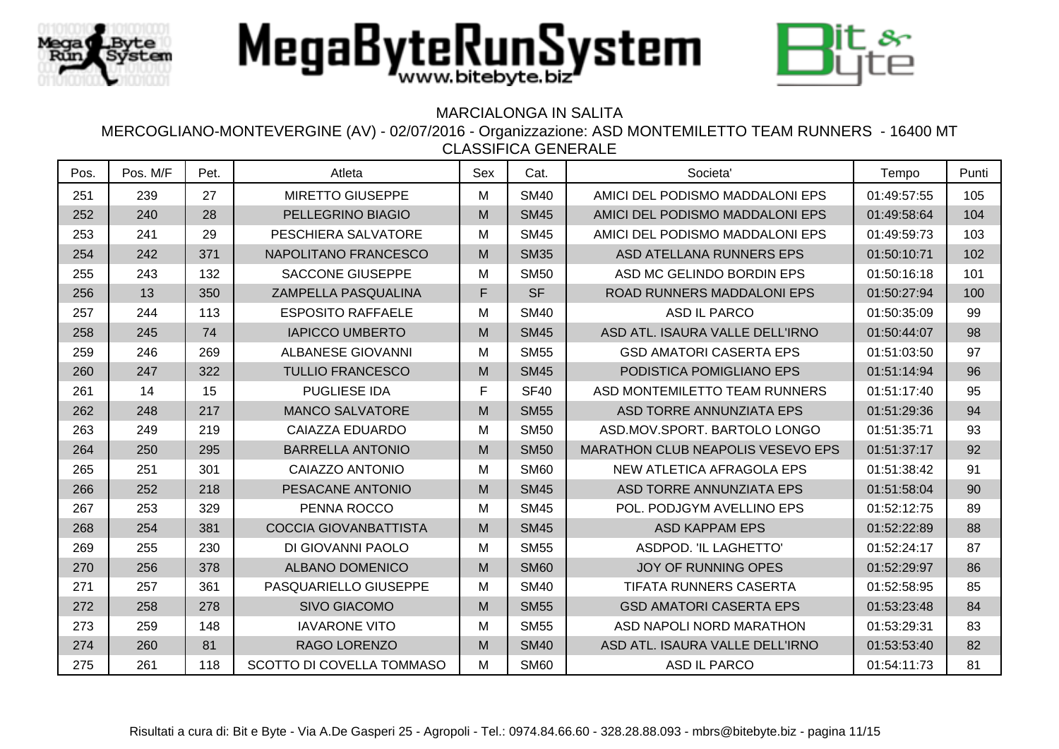MARCIALONGA IN SALITA

MERCOGLIANO-MONTEVERGINE (AV) - 02/07/2016 - Organizzazione: ASD MONTEMILETTO TEAM RUNNERS - 16400 MT

CLASSIFICA GENERALE

| Pos. | Pos. M/F | Pet. | Atleta | Sex | Cat. | Societa' | Tempo | Punti |
|---|---|---|---|---|---|---|---|---|
| 251 | 239 | 27 | MIRETTO GIUSEPPE | M | SM40 | AMICI DEL PODISMO MADDALONI EPS | 01:49:57:55 | 105 |
| 252 | 240 | 28 | PELLEGRINO BIAGIO | M | SM45 | AMICI DEL PODISMO MADDALONI EPS | 01:49:58:64 | 104 |
| 253 | 241 | 29 | PESCHIERA SALVATORE | M | SM45 | AMICI DEL PODISMO MADDALONI EPS | 01:49:59:73 | 103 |
| 254 | 242 | 371 | NAPOLITANO FRANCESCO | M | SM35 | ASD ATELLANA RUNNERS EPS | 01:50:10:71 | 102 |
| 255 | 243 | 132 | SACCONE GIUSEPPE | M | SM50 | ASD MC GELINDO BORDIN EPS | 01:50:16:18 | 101 |
| 256 | 13 | 350 | ZAMPELLA PASQUALINA | F | SF | ROAD RUNNERS MADDALONI EPS | 01:50:27:94 | 100 |
| 257 | 244 | 113 | ESPOSITO RAFFAELE | M | SM40 | ASD IL PARCO | 01:50:35:09 | 99 |
| 258 | 245 | 74 | IAPICCO UMBERTO | M | SM45 | ASD ATL. ISAURA VALLE DELL'IRNO | 01:50:44:07 | 98 |
| 259 | 246 | 269 | ALBANESE GIOVANNI | M | SM55 | GSD AMATORI CASERTA EPS | 01:51:03:50 | 97 |
| 260 | 247 | 322 | TULLIO FRANCESCO | M | SM45 | PODISTICA POMIGLIANO EPS | 01:51:14:94 | 96 |
| 261 | 14 | 15 | PUGLIESE IDA | F | SF40 | ASD MONTEMILETTO TEAM RUNNERS | 01:51:17:40 | 95 |
| 262 | 248 | 217 | MANCO SALVATORE | M | SM55 | ASD TORRE ANNUNZIATA EPS | 01:51:29:36 | 94 |
| 263 | 249 | 219 | CAIAZZA EDUARDO | M | SM50 | ASD.MOV.SPORT. BARTOLO LONGO | 01:51:35:71 | 93 |
| 264 | 250 | 295 | BARRELLA ANTONIO | M | SM50 | MARATHON CLUB NEAPOLIS VESEVO EPS | 01:51:37:17 | 92 |
| 265 | 251 | 301 | CAIAZZO ANTONIO | M | SM60 | NEW ATLETICA AFRAGOLA EPS | 01:51:38:42 | 91 |
| 266 | 252 | 218 | PESACANE ANTONIO | M | SM45 | ASD TORRE ANNUNZIATA EPS | 01:51:58:04 | 90 |
| 267 | 253 | 329 | PENNA ROCCO | M | SM45 | POL. PODJGYM AVELLINO EPS | 01:52:12:75 | 89 |
| 268 | 254 | 381 | COCCIA GIOVANBATTISTA | M | SM45 | ASD KAPPAM EPS | 01:52:22:89 | 88 |
| 269 | 255 | 230 | DI GIOVANNI PAOLO | M | SM55 | ASDPOD. 'IL LAGHETTO' | 01:52:24:17 | 87 |
| 270 | 256 | 378 | ALBANO DOMENICO | M | SM60 | JOY OF RUNNING OPES | 01:52:29:97 | 86 |
| 271 | 257 | 361 | PASQUARIELLO GIUSEPPE | M | SM40 | TIFATA RUNNERS CASERTA | 01:52:58:95 | 85 |
| 272 | 258 | 278 | SIVO GIACOMO | M | SM55 | GSD AMATORI CASERTA EPS | 01:53:23:48 | 84 |
| 273 | 259 | 148 | IAVARONE VITO | M | SM55 | ASD NAPOLI NORD MARATHON | 01:53:29:31 | 83 |
| 274 | 260 | 81 | RAGO LORENZO | M | SM40 | ASD ATL. ISAURA VALLE DELL'IRNO | 01:53:53:40 | 82 |
| 275 | 261 | 118 | SCOTTO DI COVELLA TOMMASO | M | SM60 | ASD IL PARCO | 01:54:11:73 | 81 |

Risultati a cura di: Bit e Byte - Via A.De Gasperi 25 - Agropoli - Tel.: 0974.84.66.60 - 328.28.88.093 - mbrs@bitebyte.biz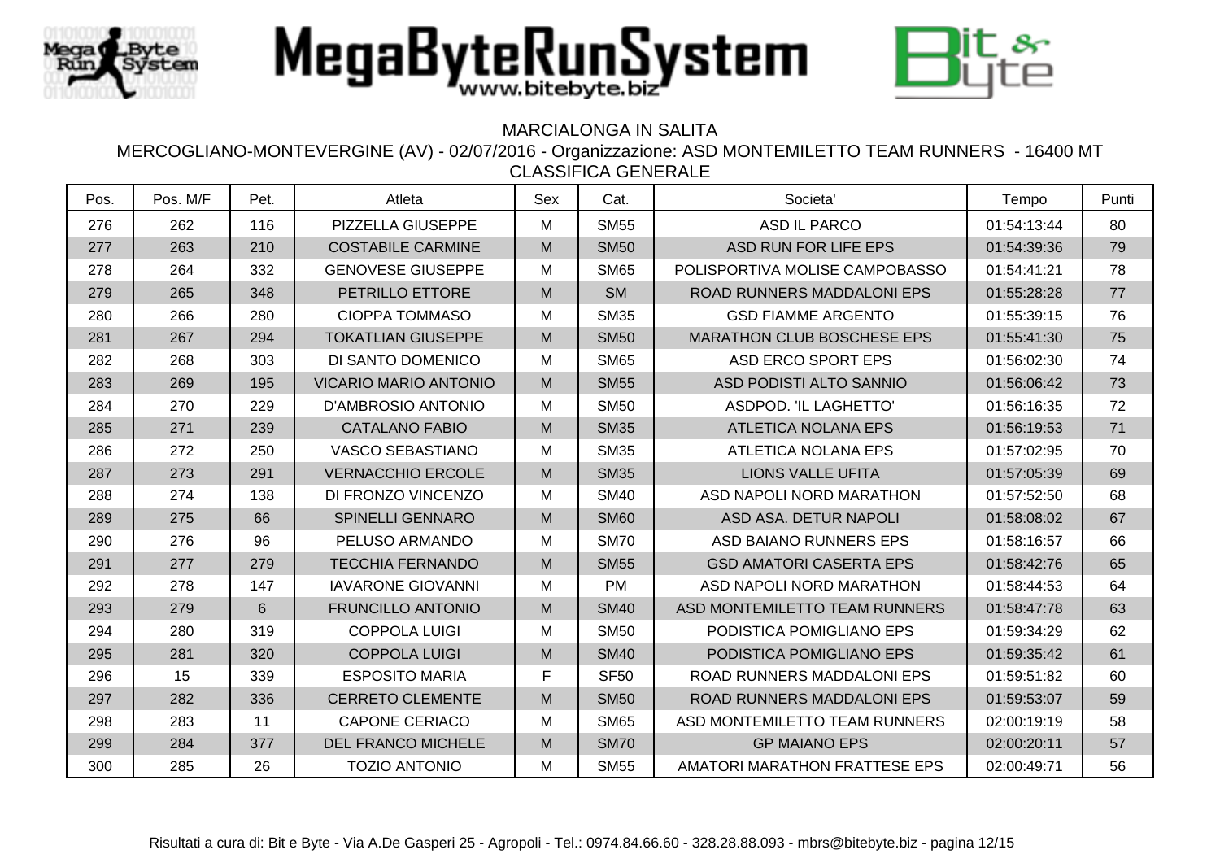MARCIALONGA IN SALITA

MERCOGLIANO-MONTEVERGINE (AV) - 02/07/2016 - Organizzazione: ASD MONTEMILETTO TEAM RUNNERS - 16400 MT

CLASSIFICA GENERALE

| Pos. | Pos. M/F | Pet. | Atleta | Sex | Cat. | Societa' | Tempo | Punti |
|---|---|---|---|---|---|---|---|---|
| 276 | 262 | 116 | PIZZELLA GIUSEPPE | M | SM55 | ASD IL PARCO | 01:54:13:44 | 80 |
| 277 | 263 | 210 | COSTABILE CARMINE | M | SM50 | ASD RUN FOR LIFE EPS | 01:54:39:36 | 79 |
| 278 | 264 | 332 | GENOVESE GIUSEPPE | M | SM65 | POLISPORTIVA MOLISE CAMPOBASSO | 01:54:41:21 | 78 |
| 279 | 265 | 348 | PETRILLO ETTORE | M | SM | ROAD RUNNERS MADDALONI EPS | 01:55:28:28 | 77 |
| 280 | 266 | 280 | CIOPPA TOMMASO | M | SM35 | GSD FIAMME ARGENTO | 01:55:39:15 | 76 |
| 281 | 267 | 294 | TOKATLIAN GIUSEPPE | M | SM50 | MARATHON CLUB BOSCHESE EPS | 01:55:41:30 | 75 |
| 282 | 268 | 303 | DI SANTO DOMENICO | M | SM65 | ASD ERCO SPORT EPS | 01:56:02:30 | 74 |
| 283 | 269 | 195 | VICARIO MARIO ANTONIO | M | SM55 | ASD PODISTI ALTO SANNIO | 01:56:06:42 | 73 |
| 284 | 270 | 229 | D'AMBROSIO ANTONIO | M | SM50 | ASDPOD. 'IL LAGHETTO' | 01:56:16:35 | 72 |
| 285 | 271 | 239 | CATALANO FABIO | M | SM35 | ATLETICA NOLANA EPS | 01:56:19:53 | 71 |
| 286 | 272 | 250 | VASCO SEBASTIANO | M | SM35 | ATLETICA NOLANA EPS | 01:57:02:95 | 70 |
| 287 | 273 | 291 | VERNACCHIO ERCOLE | M | SM35 | LIONS VALLE UFITA | 01:57:05:39 | 69 |
| 288 | 274 | 138 | DI FRONZO VINCENZO | M | SM40 | ASD NAPOLI NORD MARATHON | 01:57:52:50 | 68 |
| 289 | 275 | 66 | SPINELLI GENNARO | M | SM60 | ASD ASA. DETUR NAPOLI | 01:58:08:02 | 67 |
| 290 | 276 | 96 | PELUSO ARMANDO | M | SM70 | ASD BAIANO RUNNERS EPS | 01:58:16:57 | 66 |
| 291 | 277 | 279 | TECCHIA FERNANDO | M | SM55 | GSD AMATORI CASERTA EPS | 01:58:42:76 | 65 |
| 292 | 278 | 147 | IAVARONE GIOVANNI | M | PM | ASD NAPOLI NORD MARATHON | 01:58:44:53 | 64 |
| 293 | 279 | 6 | FRUNCILLO ANTONIO | M | SM40 | ASD MONTEMILETTO TEAM RUNNERS | 01:58:47:78 | 63 |
| 294 | 280 | 319 | COPPOLA LUIGI | M | SM50 | PODISTICA POMIGLIANO EPS | 01:59:34:29 | 62 |
| 295 | 281 | 320 | COPPOLA LUIGI | M | SM40 | PODISTICA POMIGLIANO EPS | 01:59:35:42 | 61 |
| 296 | 15 | 339 | ESPOSITO MARIA | F | SF50 | ROAD RUNNERS MADDALONI EPS | 01:59:51:82 | 60 |
| 297 | 282 | 336 | CERRETO CLEMENTE | M | SM50 | ROAD RUNNERS MADDALONI EPS | 01:59:53:07 | 59 |
| 298 | 283 | 11 | CAPONE CERIACO | M | SM65 | ASD MONTEMILETTO TEAM RUNNERS | 02:00:19:19 | 58 |
| 299 | 284 | 377 | DEL FRANCO MICHELE | M | SM70 | GP MAIANO EPS | 02:00:20:11 | 57 |
| 300 | 285 | 26 | TOZIO ANTONIO | M | SM55 | AMATORI MARATHON FRATTESE EPS | 02:00:49:71 | 56 |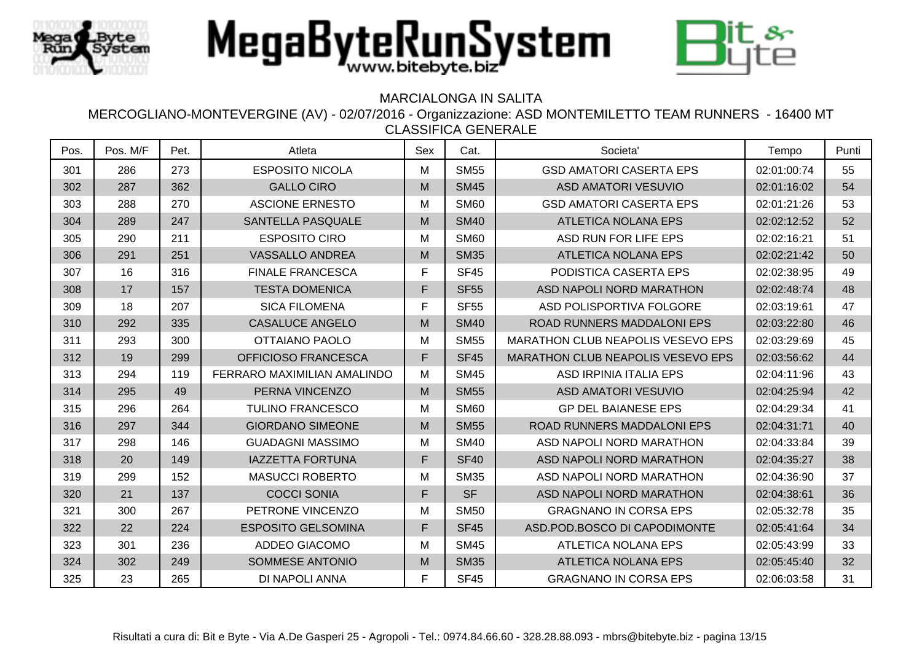# MegaByteRunSystem

www.bitebyte.biz

MARCIALONGA IN SALITA

MERCOGLIANO-MONTEVERGINE (AV) - 02/07/2016 - Organizzazione: ASD MONTEMILETTO TEAM RUNNERS - 16400 MT

CLASSIFICA GENERALE

| Pos. | Pos. M/F | Pet. | Atleta | Sex | Cat. | Societa' | Tempo | Punti |
|---|---|---|---|---|---|---|---|---|
| 301 | 286 | 273 | ESPOSITO NICOLA | M | SM55 | GSD AMATORI CASERTA EPS | 02:01:00:74 | 55 |
| 302 | 287 | 362 | GALLO CIRO | M | SM45 | ASD AMATORI VESUVIO | 02:01:16:02 | 54 |
| 303 | 288 | 270 | ASCIONE ERNESTO | M | SM60 | GSD AMATORI CASERTA EPS | 02:01:21:26 | 53 |
| 304 | 289 | 247 | SANTELLA PASQUALE | M | SM40 | ATLETICA NOLANA EPS | 02:02:12:52 | 52 |
| 305 | 290 | 211 | ESPOSITO CIRO | M | SM60 | ASD RUN FOR LIFE EPS | 02:02:16:21 | 51 |
| 306 | 291 | 251 | VASSALLO ANDREA | M | SM35 | ATLETICA NOLANA EPS | 02:02:21:42 | 50 |
| 307 | 16 | 316 | FINALE FRANCESCA | F | SF45 | PODISTICA CASERTA EPS | 02:02:38:95 | 49 |
| 308 | 17 | 157 | TESTA DOMENICA | F | SF55 | ASD NAPOLI NORD MARATHON | 02:02:48:74 | 48 |
| 309 | 18 | 207 | SICA FILOMENA | F | SF55 | ASD POLISPORTIVA FOLGORE | 02:03:19:61 | 47 |
| 310 | 292 | 335 | CASALUCE ANGELO | M | SM40 | ROAD RUNNERS MADDALONI EPS | 02:03:22:80 | 46 |
| 311 | 293 | 300 | OTTAIANO PAOLO | M | SM55 | MARATHON CLUB NEAPOLIS VESEVO EPS | 02:03:29:69 | 45 |
| 312 | 19 | 299 | OFFICIOSO FRANCESCA | F | SF45 | MARATHON CLUB NEAPOLIS VESEVO EPS | 02:03:56:62 | 44 |
| 313 | 294 | 119 | FERRARO MAXIMILIAN AMALINDO | M | SM45 | ASD IRPINIA ITALIA EPS | 02:04:11:96 | 43 |
| 314 | 295 | 49 | PERNA VINCENZO | M | SM55 | ASD AMATORI VESUVIO | 02:04:25:94 | 42 |
| 315 | 296 | 264 | TULINO FRANCESCO | M | SM60 | GP DEL BAIANESE EPS | 02:04:29:34 | 41 |
| 316 | 297 | 344 | GIORDANO SIMEONE | M | SM55 | ROAD RUNNERS MADDALONI EPS | 02:04:31:71 | 40 |
| 317 | 298 | 146 | GUADAGNI MASSIMO | M | SM40 | ASD NAPOLI NORD MARATHON | 02:04:33:84 | 39 |
| 318 | 20 | 149 | IAZZETTA FORTUNA | F | SF40 | ASD NAPOLI NORD MARATHON | 02:04:35:27 | 38 |
| 319 | 299 | 152 | MASUCCI ROBERTO | M | SM35 | ASD NAPOLI NORD MARATHON | 02:04:36:90 | 37 |
| 320 | 21 | 137 | COCCI SONIA | F | SF | ASD NAPOLI NORD MARATHON | 02:04:38:61 | 36 |
| 321 | 300 | 267 | PETRONE VINCENZO | M | SM50 | GRAGNANO IN CORSA EPS | 02:05:32:78 | 35 |
| 322 | 22 | 224 | ESPOSITO GELSOMINA | F | SF45 | ASD.POD.BOSCO DI CAPODIMONTE | 02:05:41:64 | 34 |
| 323 | 301 | 236 | ADDEO GIACOMO | M | SM45 | ATLETICA NOLANA EPS | 02:05:43:99 | 33 |
| 324 | 302 | 249 | SOMMESE ANTONIO | M | SM35 | ATLETICA NOLANA EPS | 02:05:45:40 | 32 |
| 325 | 23 | 265 | DI NAPOLI ANNA | F | SF45 | GRAGNANO IN CORSA EPS | 02:06:03:58 | 31 |

Risultati a cura di: Bit e Byte - Via A.De Gasperi 25 - Agropoli - Tel.: 0974.84.66.60 - 328.28.88.093 - mbrs@bitebyte.biz - pagina 13/15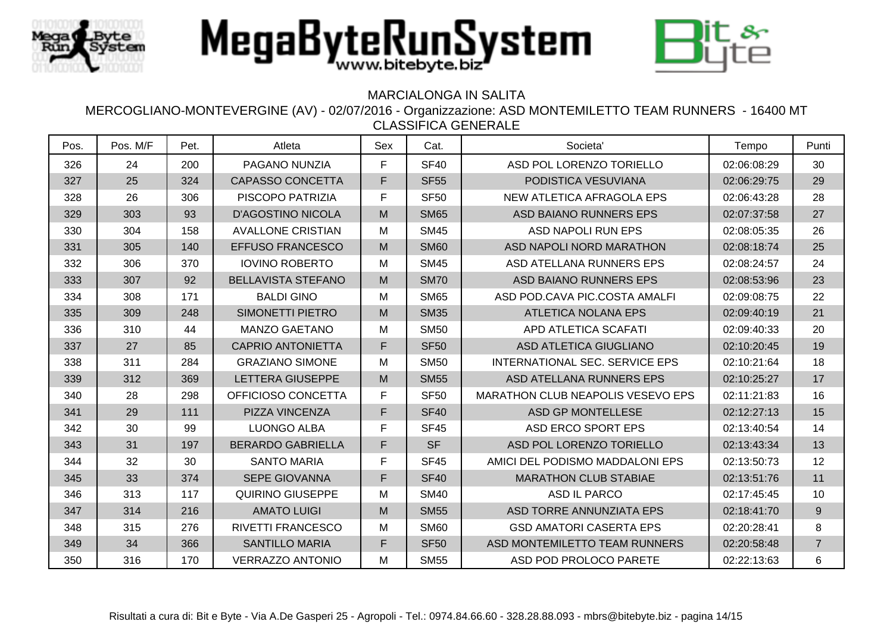MARCIALONGA IN SALITA

MERCOGLIANO-MONTEVERGINE (AV) - 02/07/2016 - Organizzazione: ASD MONTEMILETTO TEAM RUNNERS - 16400 MT

CLASSIFICA GENERALE

| Pos. | Pos. M/F | Pet. | Atleta | Sex | Cat. | Societa' | Tempo | Punti |
|---|---|---|---|---|---|---|---|---|
| 326 | 24 | 200 | PAGANO NUNZIA | F | SF40 | ASD POL LORENZO TORIELLO | 02:06:08:29 | 30 |
| 327 | 25 | 324 | CAPASSO CONCETTA | F | SF55 | PODISTICA VESUVIANA | 02:06:29:75 | 29 |
| 328 | 26 | 306 | PISCOPO PATRIZIA | F | SF50 | NEW ATLETICA AFRAGOLA EPS | 02:06:43:28 | 28 |
| 329 | 303 | 93 | D'AGOSTINO NICOLA | M | SM65 | ASD BAIANO RUNNERS EPS | 02:07:37:58 | 27 |
| 330 | 304 | 158 | AVALLONE CRISTIAN | M | SM45 | ASD NAPOLI RUN EPS | 02:08:05:35 | 26 |
| 331 | 305 | 140 | EFFUSO FRANCESCO | M | SM60 | ASD NAPOLI NORD MARATHON | 02:08:18:74 | 25 |
| 332 | 306 | 370 | IOVINO ROBERTO | M | SM45 | ASD ATELLANA RUNNERS EPS | 02:08:24:57 | 24 |
| 333 | 307 | 92 | BELLAVISTA STEFANO | M | SM70 | ASD BAIANO RUNNERS EPS | 02:08:53:96 | 23 |
| 334 | 308 | 171 | BALDI GINO | M | SM65 | ASD POD.CAVA PIC.COSTA AMALFI | 02:09:08:75 | 22 |
| 335 | 309 | 248 | SIMONETTI PIETRO | M | SM35 | ATLETICA NOLANA EPS | 02:09:40:19 | 21 |
| 336 | 310 | 44 | MANZO GAETANO | M | SM50 | APD ATLETICA SCAFATI | 02:09:40:33 | 20 |
| 337 | 27 | 85 | CAPRIO ANTONIETTA | F | SF50 | ASD ATLETICA GIUGLIANO | 02:10:20:45 | 19 |
| 338 | 311 | 284 | GRAZIANO SIMONE | M | SM50 | INTERNATIONAL SEC. SERVICE EPS | 02:10:21:64 | 18 |
| 339 | 312 | 369 | LETTERA GIUSEPPE | M | SM55 | ASD ATELLANA RUNNERS EPS | 02:10:25:27 | 17 |
| 340 | 28 | 298 | OFFICIOSO CONCETTA | F | SF50 | MARATHON CLUB NEAPOLIS VESEVO EPS | 02:11:21:83 | 16 |
| 341 | 29 | 111 | PIZZA VINCENZA | F | SF40 | ASD GP MONTELLESE | 02:12:27:13 | 15 |
| 342 | 30 | 99 | LUONGO ALBA | F | SF45 | ASD ERCO SPORT EPS | 02:13:40:54 | 14 |
| 343 | 31 | 197 | BERARDO GABRIELLA | F | SF | ASD POL LORENZO TORIELLO | 02:13:43:34 | 13 |
| 344 | 32 | 30 | SANTO MARIA | F | SF45 | AMICI DEL PODISMO MADDALONI EPS | 02:13:50:73 | 12 |
| 345 | 33 | 374 | SEPE GIOVANNA | F | SF40 | MARATHON CLUB STABIAE | 02:13:51:76 | 11 |
| 346 | 313 | 117 | QUIRINO GIUSEPPE | M | SM40 | ASD IL PARCO | 02:17:45:45 | 10 |
| 347 | 314 | 216 | AMATO LUIGI | M | SM55 | ASD TORRE ANNUNZIATA EPS | 02:18:41:70 | 9 |
| 348 | 315 | 276 | RIVETTI FRANCESCO | M | SM60 | GSD AMATORI CASERTA EPS | 02:20:28:41 | 8 |
| 349 | 34 | 366 | SANTILLO MARIA | F | SF50 | ASD MONTEMILETTO TEAM RUNNERS | 02:20:58:48 | 7 |
| 350 | 316 | 170 | VERRAZZO ANTONIO | M | SM55 | ASD POD PROLOCO PARETE | 02:22:13:63 | 6 |

Risultati a cura di: Bit e Byte - Via A.De Gasperi 25 - Agropoli - Tel.: 0974.84.66.60 - 328.28.88.093 - mbrs@bitebyte.biz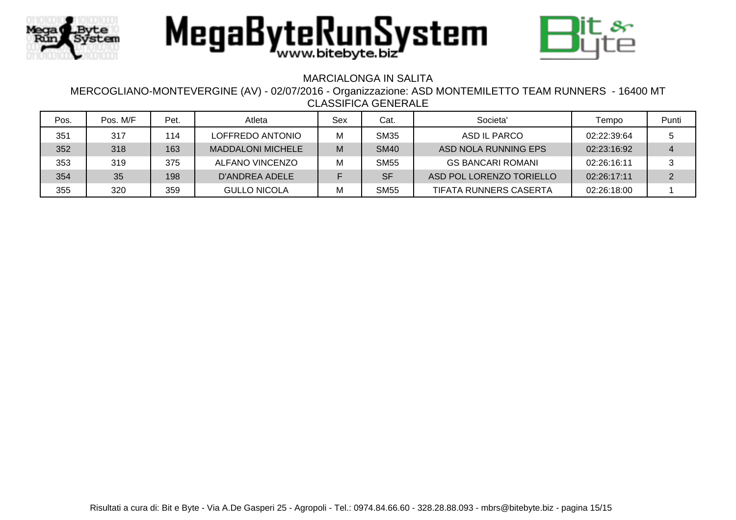MegaByteRunSystem
www.bitebyte.biz

MARCIALONGA IN SALITA
MERCOGLIANO-MONTEVERGINE (AV) - 02/07/2016 - Organizzazione: ASD MONTEMILETTO TEAM RUNNERS - 16400 MT
CLASSIFICA GENERALE

| Pos. | Pos. M/F | Pet. | Atleta | Sex | Cat. | Societa' | Tempo | Punti |
|---|---|---|---|---|---|---|---|---|
| 351 | 317 | 114 | LOFFREDO ANTONIO | M | SM35 | ASD IL PARCO | 02:22:39:64 | 5 |
| 352 | 318 | 163 | MADDALONI MICHELE | M | SM40 | ASD NOLA RUNNING EPS | 02:23:16:92 | 4 |
| 353 | 319 | 375 | ALFANO VINCENZO | M | SM55 | GS BANCARI ROMANI | 02:26:16:11 | 3 |
| 354 | 35 | 198 | D'ANDREA ADELE | F | SF | ASD POL LORENZO TORIELLO | 02:26:17:11 | 2 |
| 355 | 320 | 359 | GULLO NICOLA | M | SM55 | TIFATA RUNNERS CASERTA | 02:26:18:00 | 1 |

Risultati a cura di: Bit e Byte - Via A.De Gasperi 25 - Agropoli - Tel.: 0974.84.66.60 - 328.28.88.093 - mbrs@bitebyte.biz